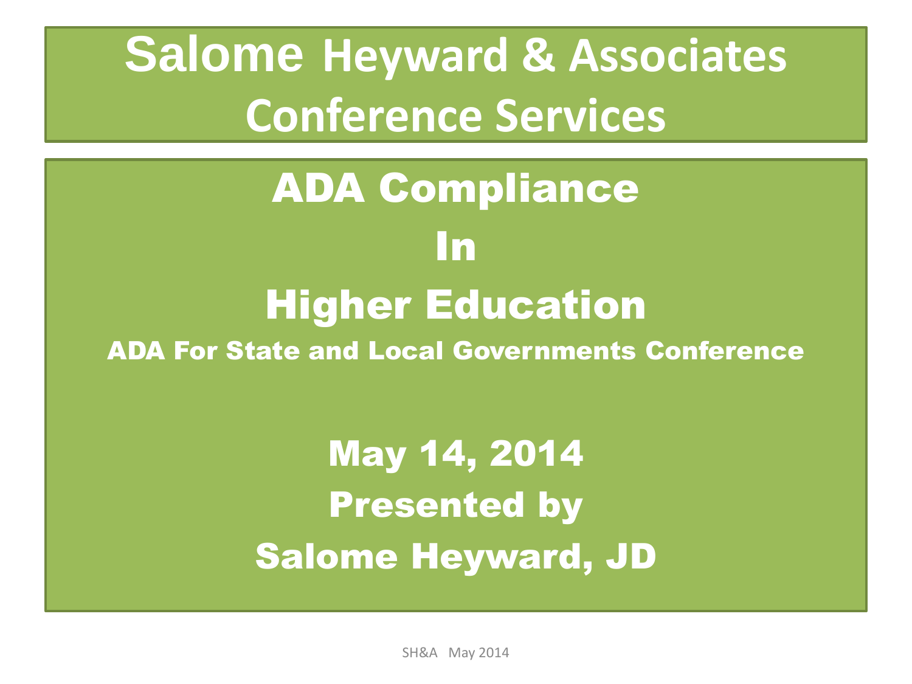# Salome Heyward & Associates Conference Services

# ADA Compliance In Higher Education

## ADA For State and Local Governments Conference

**May 14, 2014**

**Presented by**

**Salome Heyward, JD**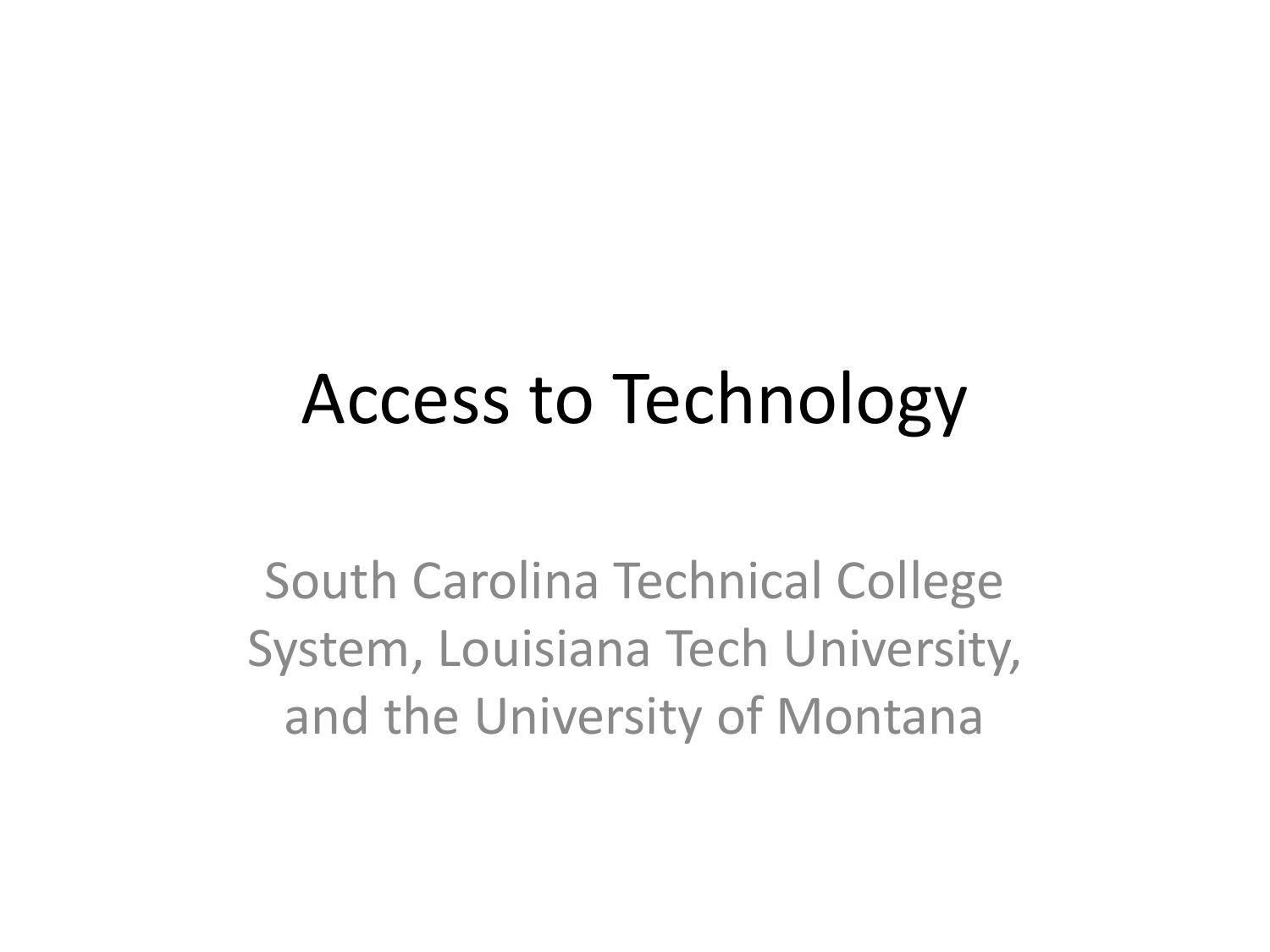# Access to Technology

South Carolina Technical College System, Louisiana Tech University, and the University of Montana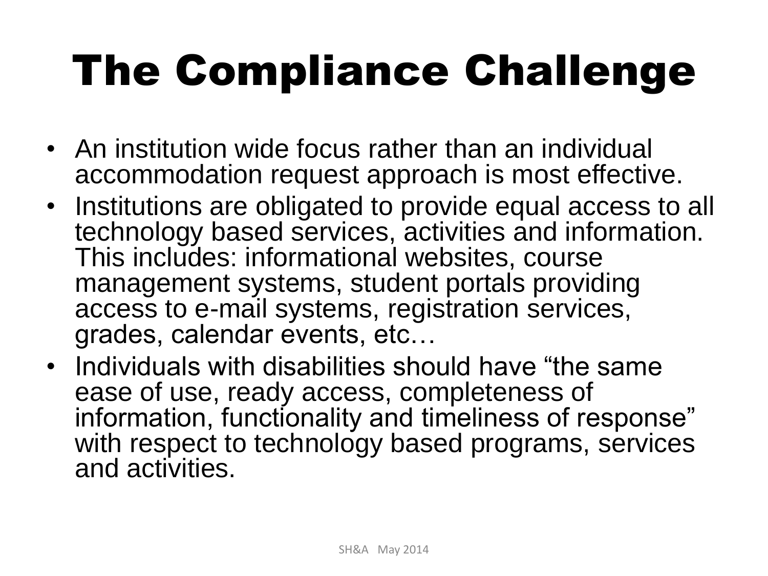# The Compliance Challenge

- An institution wide focus rather than an individual accommodation request approach is most effective.
- Institutions are obligated to provide equal access to all technology based services, activities and information. This includes: informational websites, course management systems, student portals providing access to e-mail systems, registration services, grades, calendar events, etc…
- Individuals with disabilities should have “the same ease of use, ready access, completeness of information, functionality and timeliness of response” with respect to technology based programs, services and activities.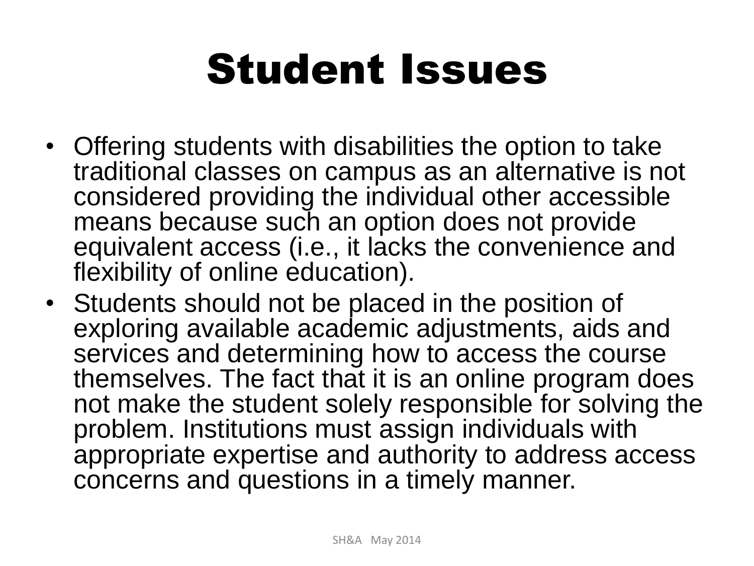# Student Issues

- Offering students with disabilities the option to take traditional classes on campus as an alternative is not considered providing the individual other accessible means because such an option does not provide equivalent access (i.e., it lacks the convenience and flexibility of online education).
- Students should not be placed in the position of exploring available academic adjustments, aids and services and determining how to access the course themselves. The fact that it is an online program does not make the student solely responsible for solving the problem. Institutions must assign individuals with appropriate expertise and authority to address access concerns and questions in a timely manner.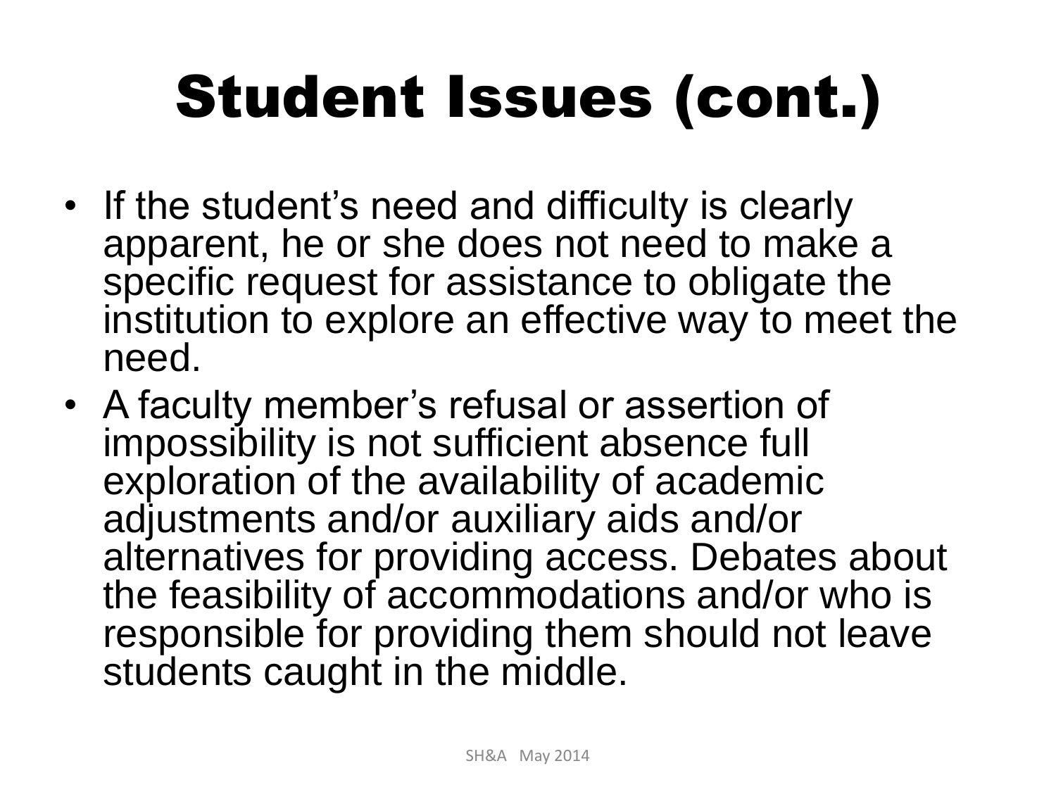# Student Issues (cont.)

- If the student's need and difficulty is clearly apparent, he or she does not need to make a specific request for assistance to obligate the institution to explore an effective way to meet the need.
- A faculty member's refusal or assertion of impossibility is not sufficient absence full exploration of the availability of academic adjustments and/or auxiliary aids and/or alternatives for providing access. Debates about the feasibility of accommodations and/or who is responsible for providing them should not leave students caught in the middle.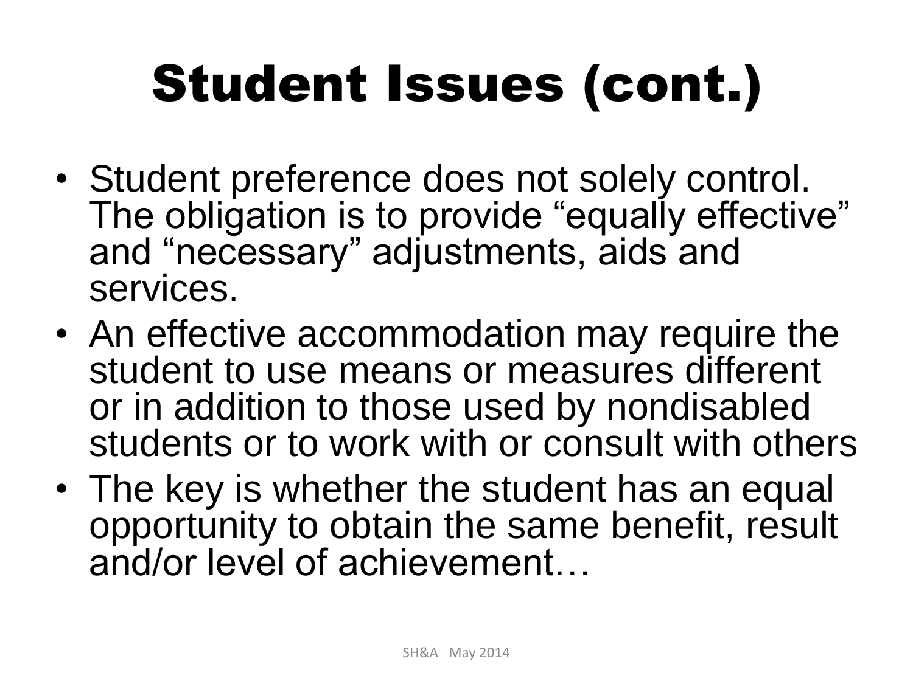# Student Issues (cont.)

- Student preference does not solely control. The obligation is to provide "equally effective" and "necessary" adjustments, aids and services.
- An effective accommodation may require the student to use means or measures different or in addition to those used by nondisabled students or to work with or consult with others
- The key is whether the student has an equal opportunity to obtain the same benefit, result and/or level of achievement…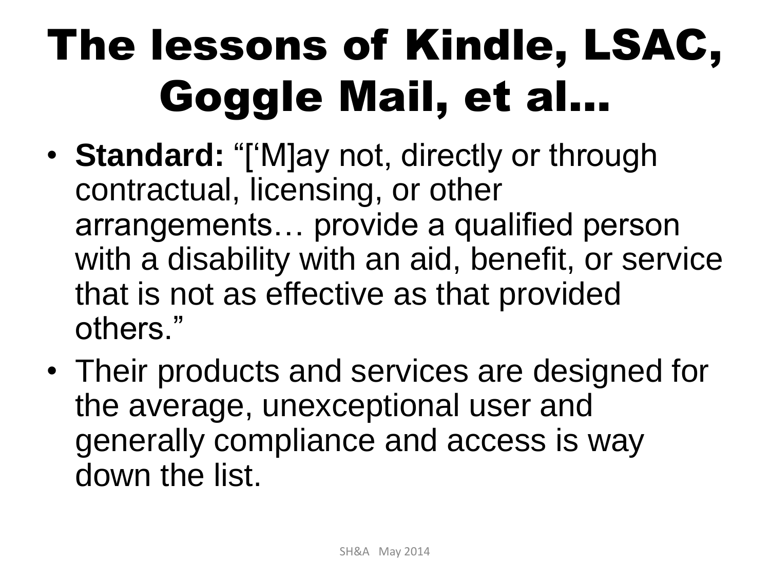# The lessons of Kindle, LSAC, Goggle Mail, et al…

- **Standard:** "[‘M]ay not, directly or through contractual, licensing, or other arrangements… provide a qualified person with a disability with an aid, benefit, or service that is not as effective as that provided others."
- Their products and services are designed for the average, unexceptional user and generally compliance and access is way down the list.

SH&A May 2014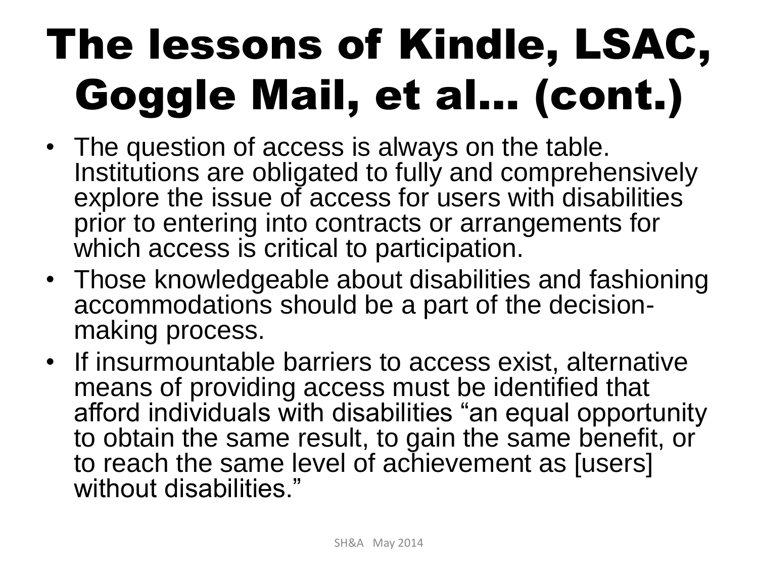# The lessons of Kindle, LSAC, Goggle Mail, et al… (cont.)

- The question of access is always on the table. Institutions are obligated to fully and comprehensively explore the issue of access for users with disabilities prior to entering into contracts or arrangements for which access is critical to participation.
- Those knowledgeable about disabilities and fashioning accommodations should be a part of the decision-making process.
- If insurmountable barriers to access exist, alternative means of providing access must be identified that afford individuals with disabilities "an equal opportunity to obtain the same result, to gain the same benefit, or to reach the same level of achievement as [users] without disabilities."

SH&A May 2014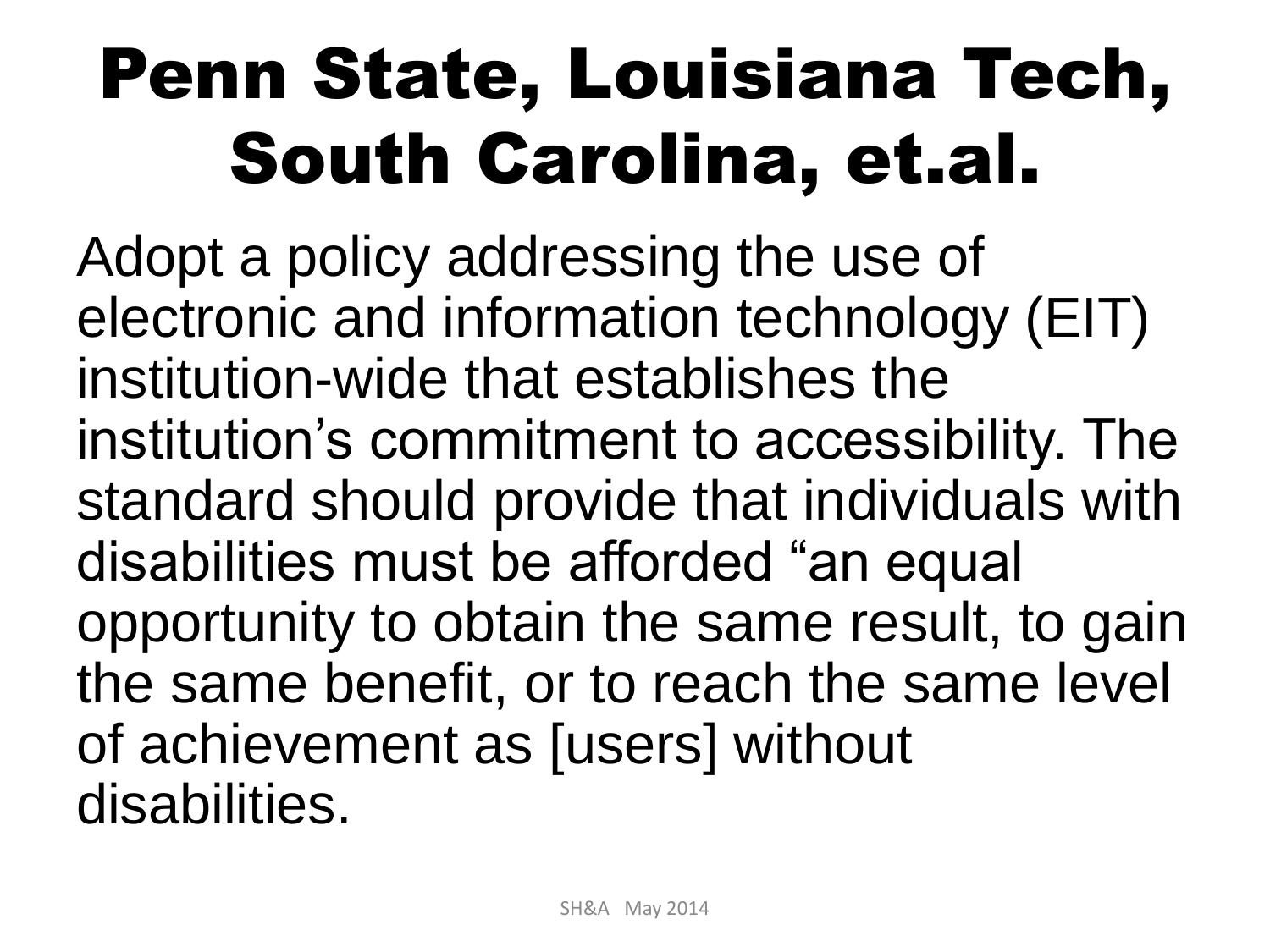# Penn State, Louisiana Tech, South Carolina, et.al.

Adopt a policy addressing the use of electronic and information technology (EIT) institution-wide that establishes the institution's commitment to accessibility. The standard should provide that individuals with disabilities must be afforded "an equal opportunity to obtain the same result, to gain the same benefit, or to reach the same level of achievement as [users] without disabilities.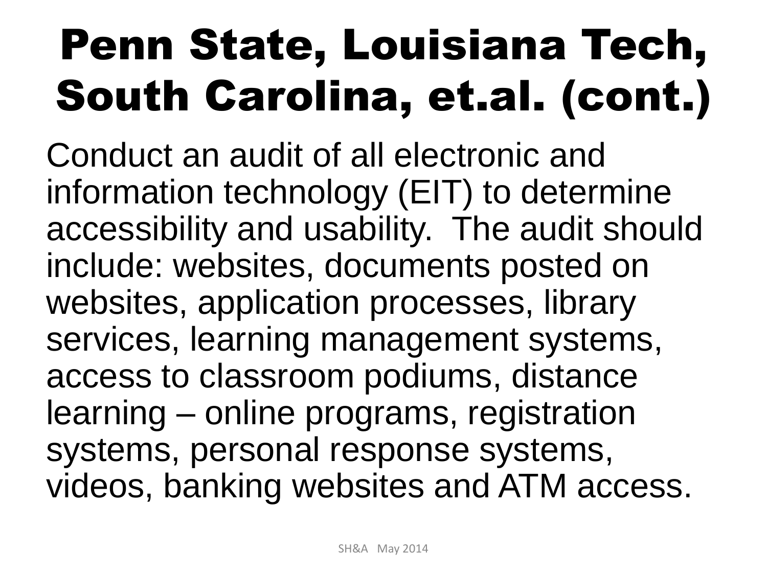# Penn State, Louisiana Tech, South Carolina, et.al. (cont.)

Conduct an audit of all electronic and information technology (EIT) to determine accessibility and usability. The audit should include: websites, documents posted on websites, application processes, library services, learning management systems, access to classroom podiums, distance learning – online programs, registration systems, personal response systems, videos, banking websites and ATM access.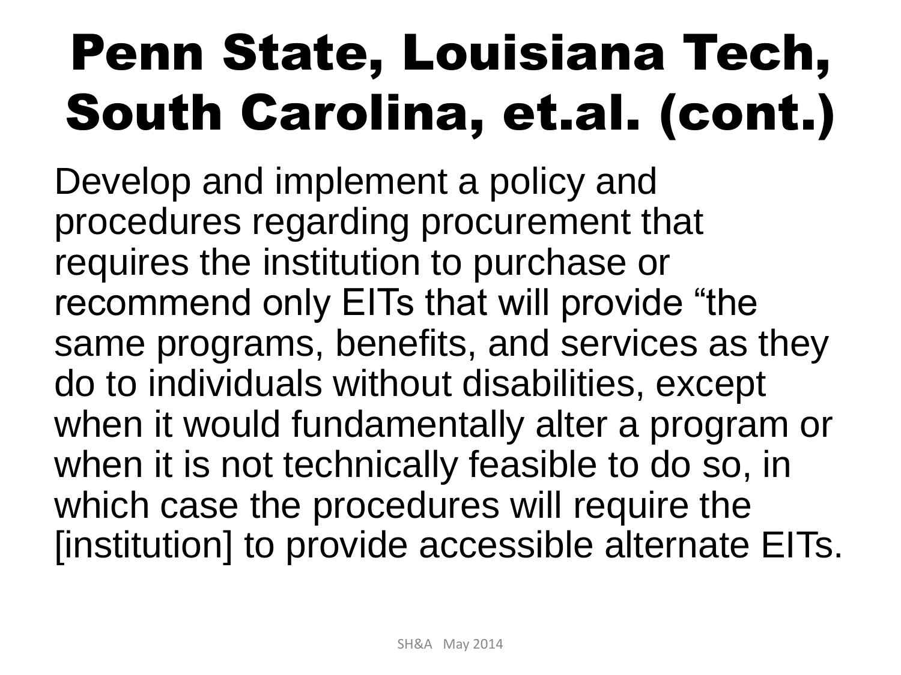# Penn State, Louisiana Tech, South Carolina, et.al. (cont.)

Develop and implement a policy and procedures regarding procurement that requires the institution to purchase or recommend only EITs that will provide “the same programs, benefits, and services as they do to individuals without disabilities, except when it would fundamentally alter a program or when it is not technically feasible to do so, in which case the procedures will require the [institution] to provide accessible alternate EITs.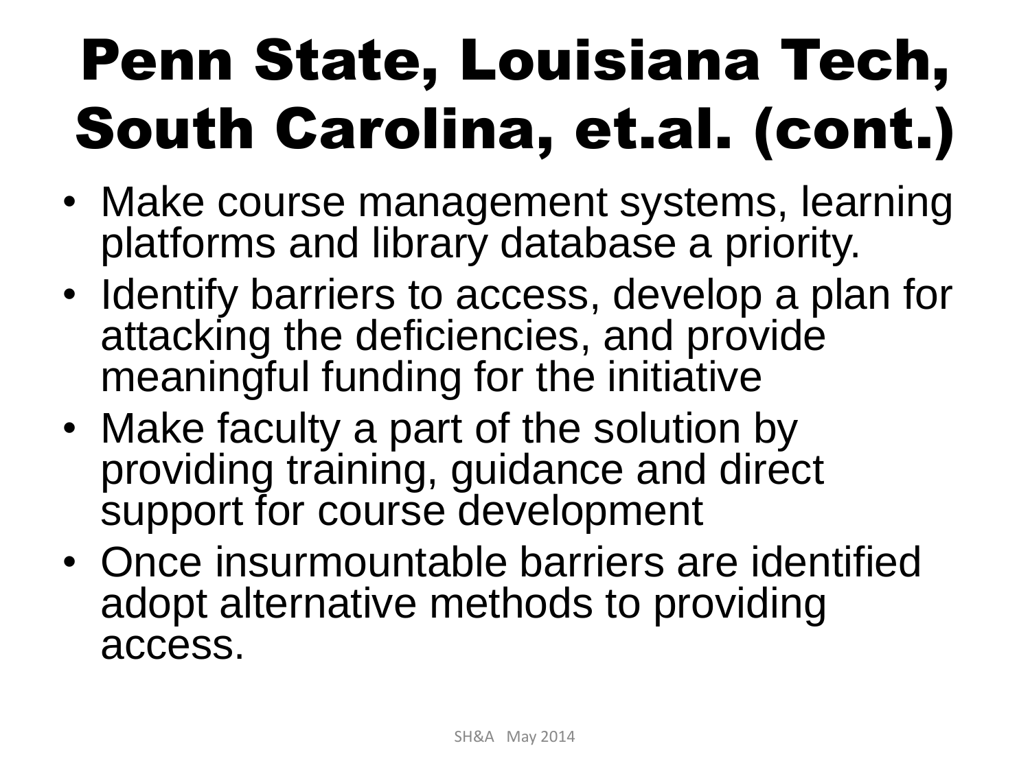# Penn State, Louisiana Tech, South Carolina, et.al. (cont.)

- Make course management systems, learning platforms and library database a priority.
- Identify barriers to access, develop a plan for attacking the deficiencies, and provide meaningful funding for the initiative
- Make faculty a part of the solution by providing training, guidance and direct support for course development
- Once insurmountable barriers are identified adopt alternative methods to providing access.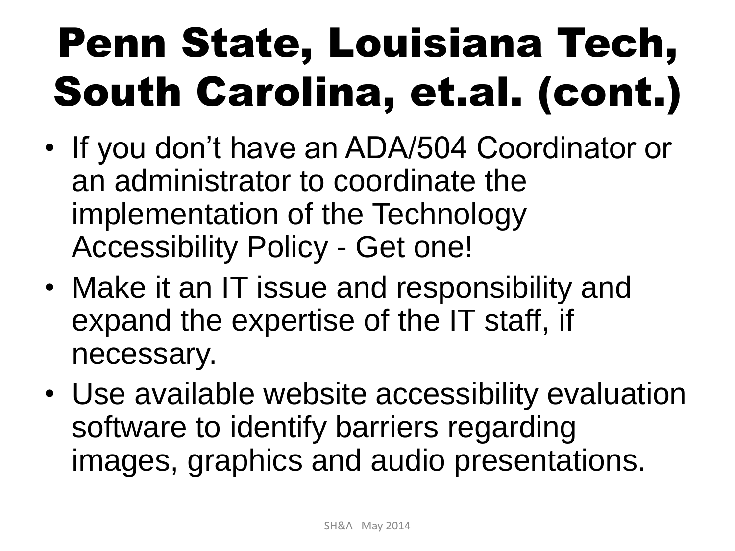# Penn State, Louisiana Tech, South Carolina, et.al. (cont.)

- If you don't have an ADA/504 Coordinator or an administrator to coordinate the implementation of the Technology Accessibility Policy - Get one!
- Make it an IT issue and responsibility and expand the expertise of the IT staff, if necessary.
- Use available website accessibility evaluation software to identify barriers regarding images, graphics and audio presentations.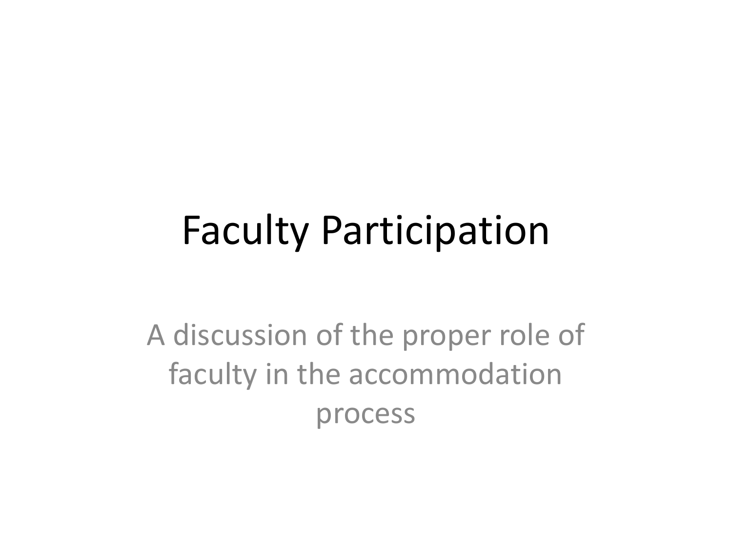# Faculty Participation

A discussion of the proper role of faculty in the accommodation process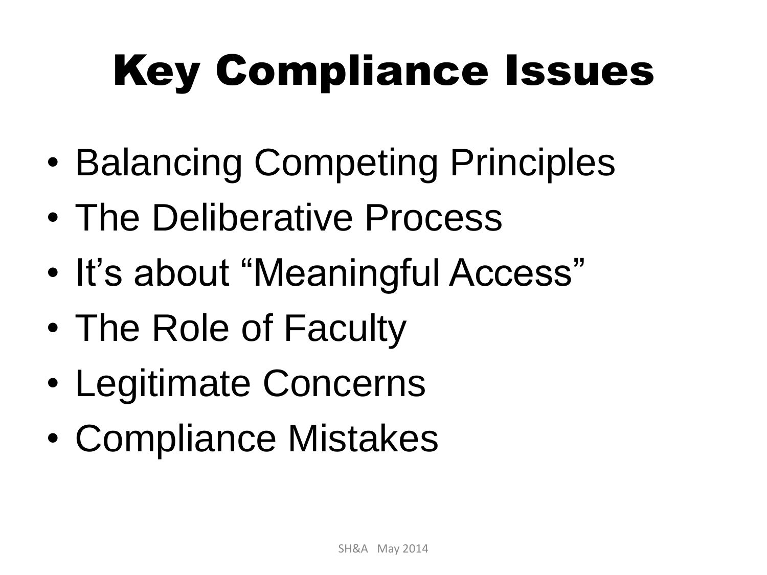# Key Compliance Issues

- Balancing Competing Principles
- The Deliberative Process
- It's about "Meaningful Access"
- The Role of Faculty
- Legitimate Concerns
- Compliance Mistakes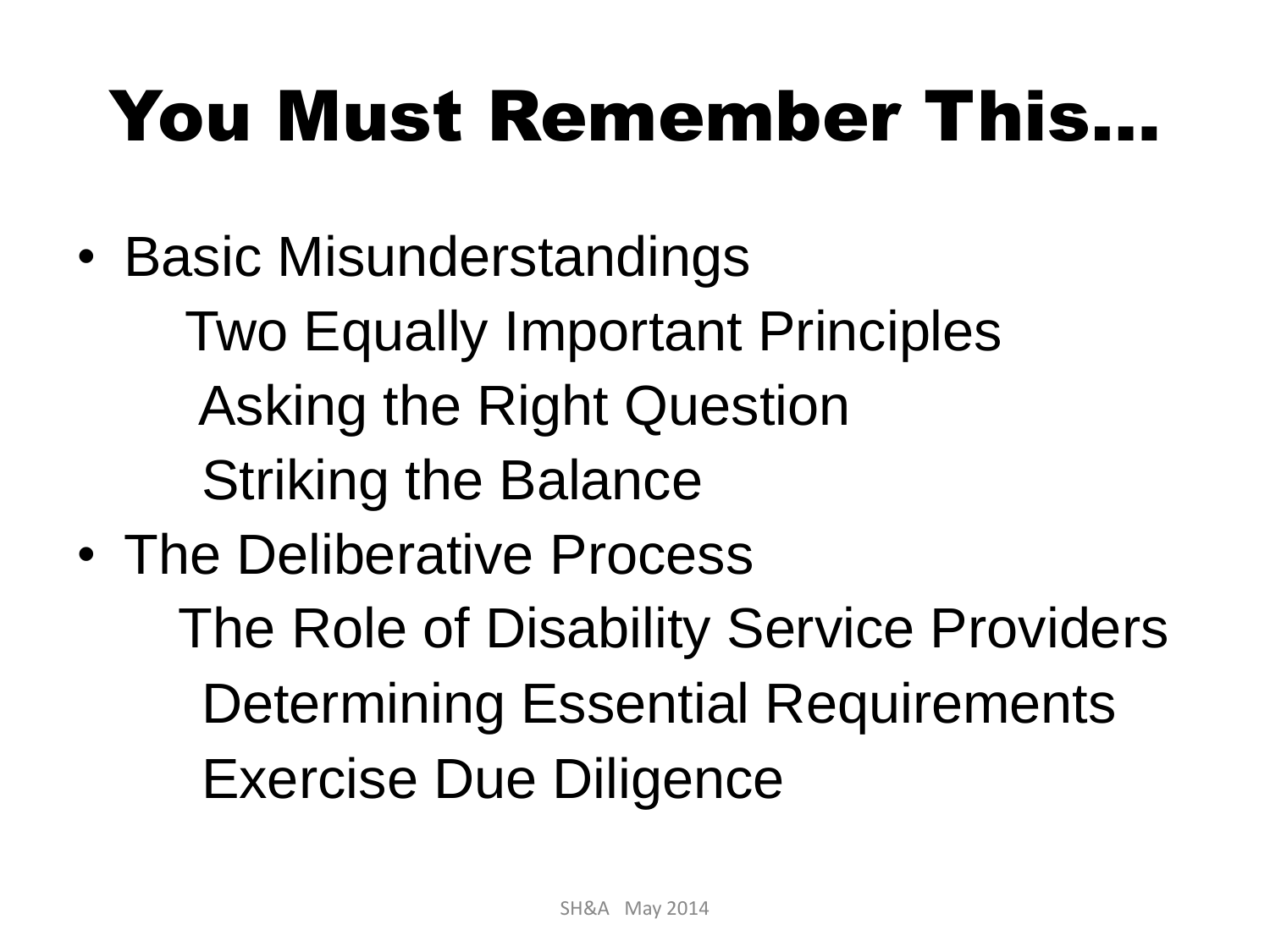# You Must Remember This…

- Basic Misunderstandings
  - Two Equally Important Principles
  - Asking the Right Question
  - Striking the Balance
- The Deliberative Process
  - The Role of Disability Service Providers
  - Determining Essential Requirements
  - Exercise Due Diligence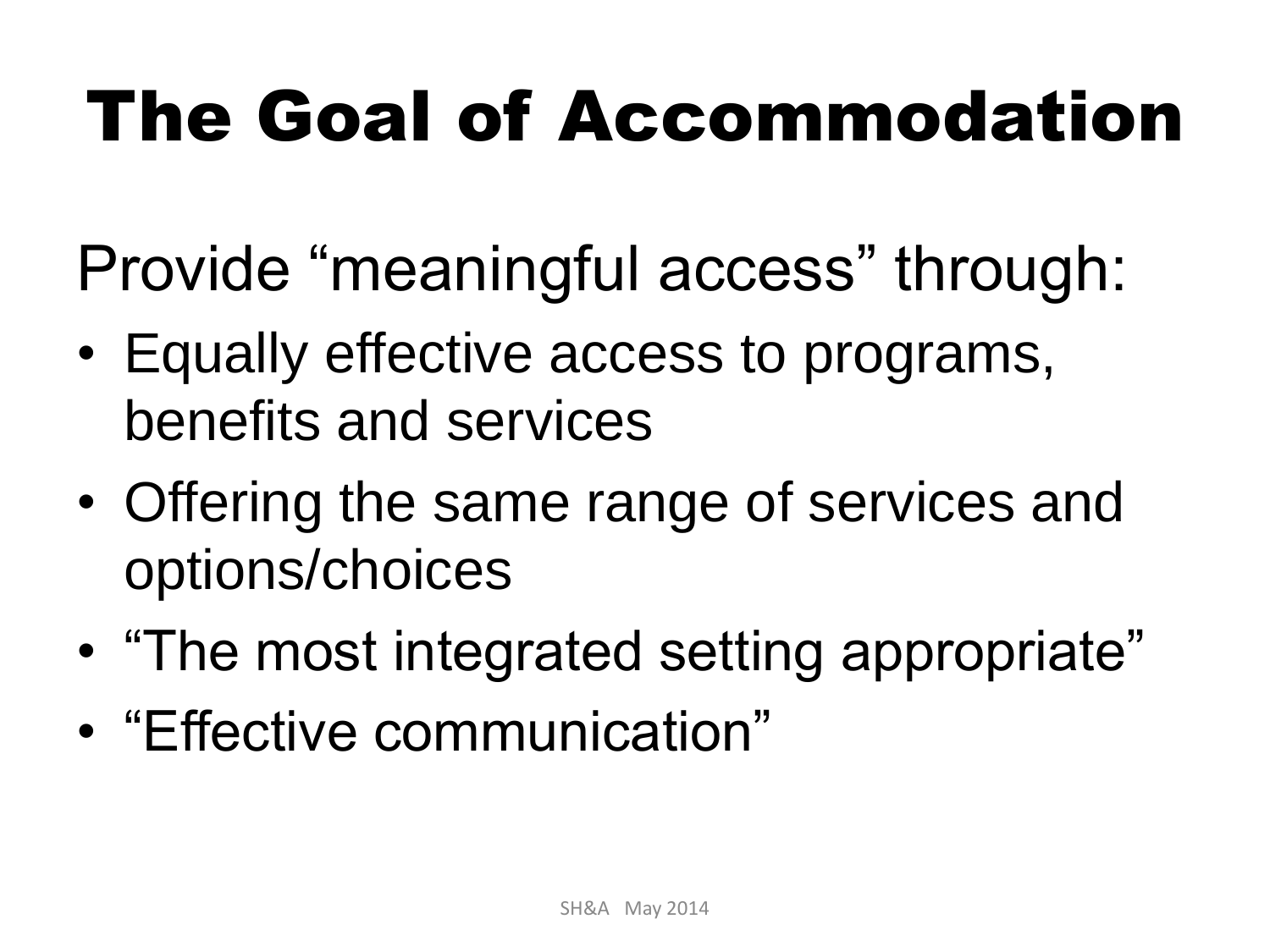# The Goal of Accommodation

Provide “meaningful access” through:

- Equally effective access to programs, benefits and services
- Offering the same range of services and options/choices
- “The most integrated setting appropriate”
- “Effective communication”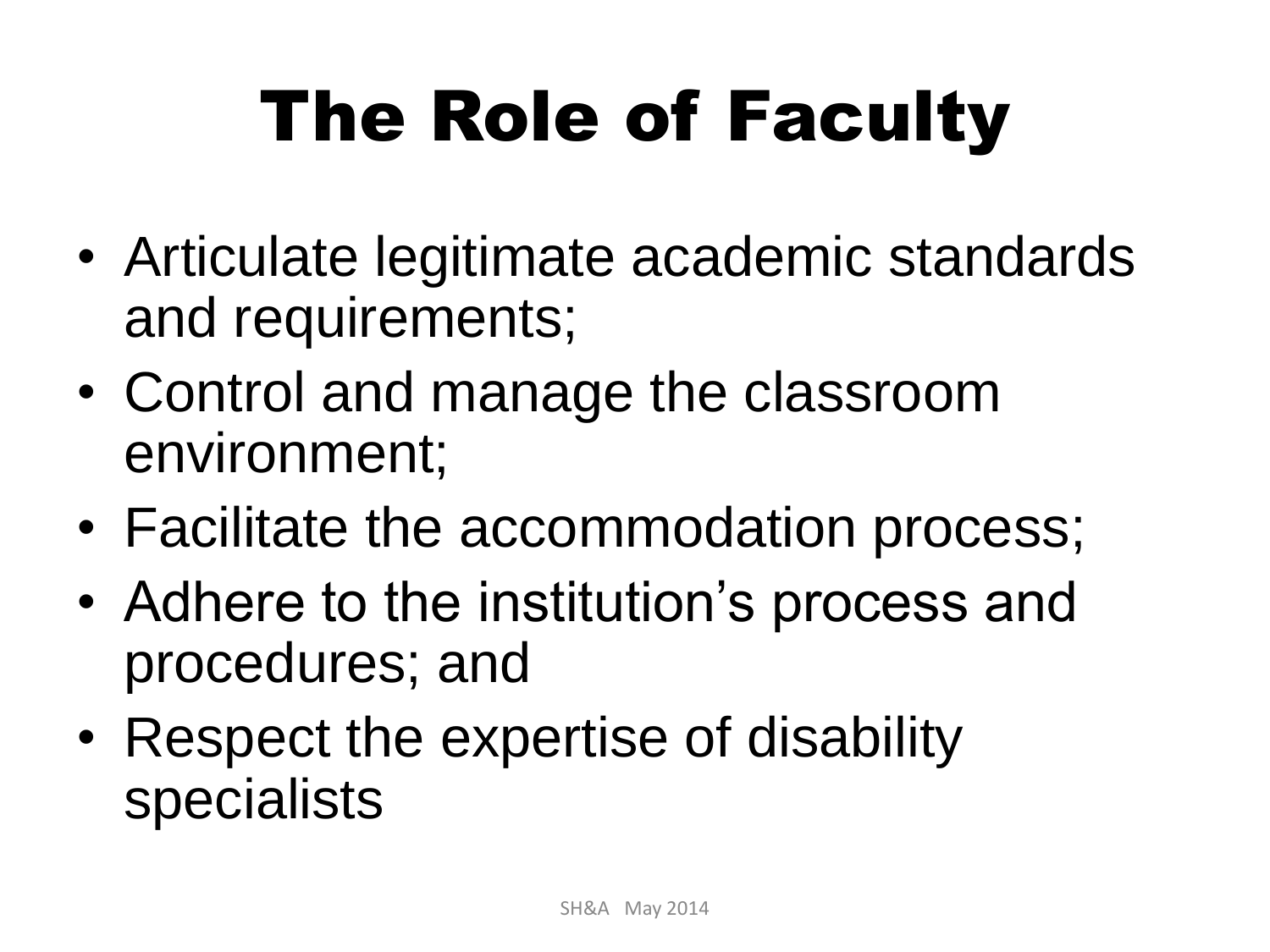# The Role of Faculty

- Articulate legitimate academic standards and requirements;
- Control and manage the classroom environment;
- Facilitate the accommodation process;
- Adhere to the institution's process and procedures; and
- Respect the expertise of disability specialists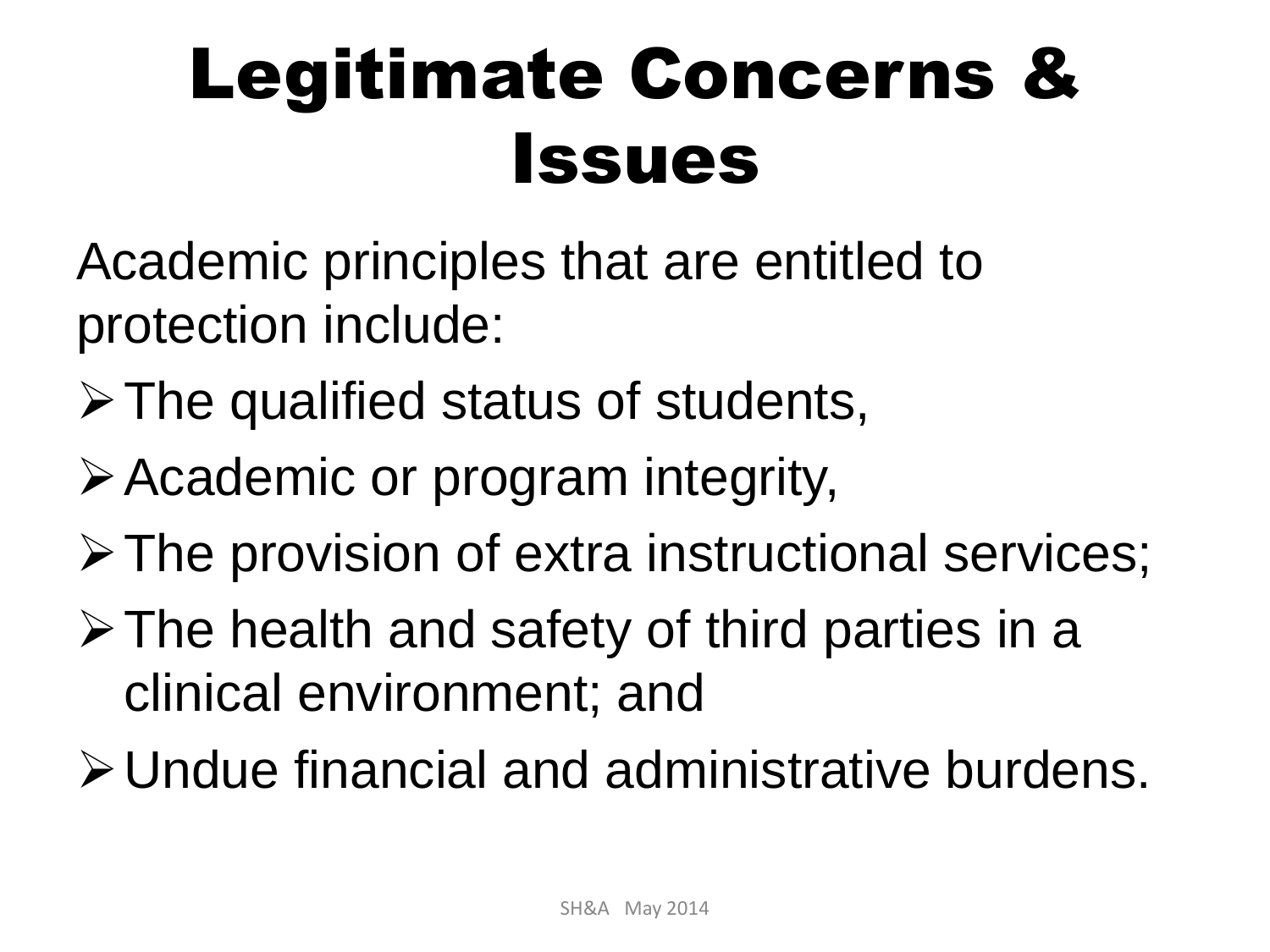# Legitimate Concerns & Issues

Academic principles that are entitled to protection include:

- The qualified status of students,
- Academic or program integrity,
- The provision of extra instructional services;
- The health and safety of third parties in a clinical environment; and
- Undue financial and administrative burdens.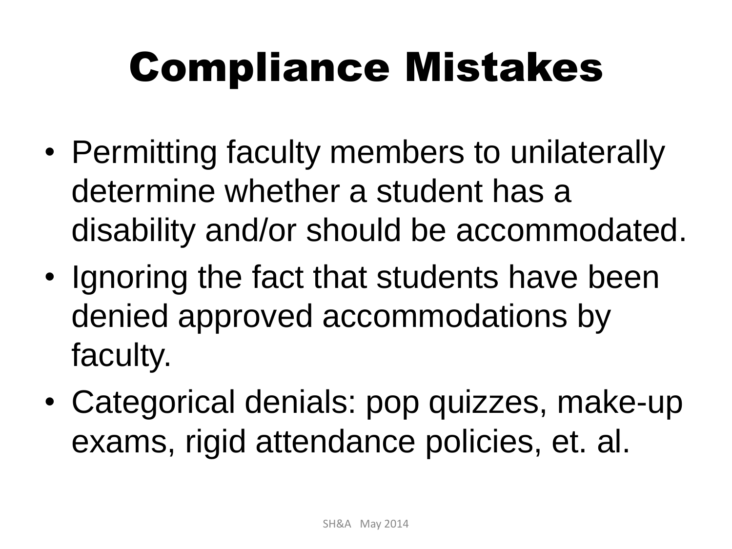# Compliance Mistakes

- Permitting faculty members to unilaterally determine whether a student has a disability and/or should be accommodated.
- Ignoring the fact that students have been denied approved accommodations by faculty.
- Categorical denials: pop quizzes, make-up exams, rigid attendance policies, et. al.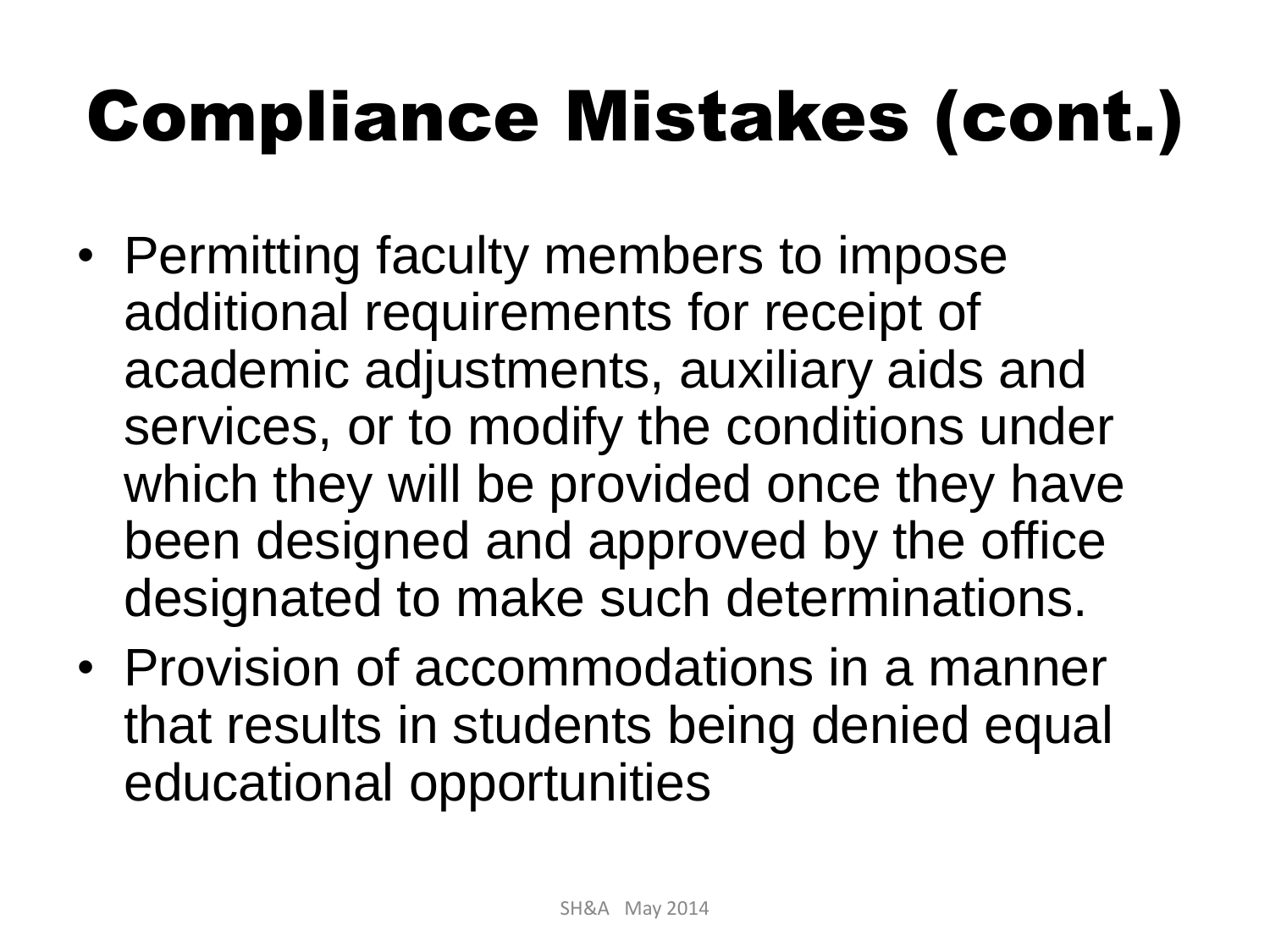# Compliance Mistakes (cont.)

- Permitting faculty members to impose additional requirements for receipt of academic adjustments, auxiliary aids and services, or to modify the conditions under which they will be provided once they have been designed and approved by the office designated to make such determinations.
- Provision of accommodations in a manner that results in students being denied equal educational opportunities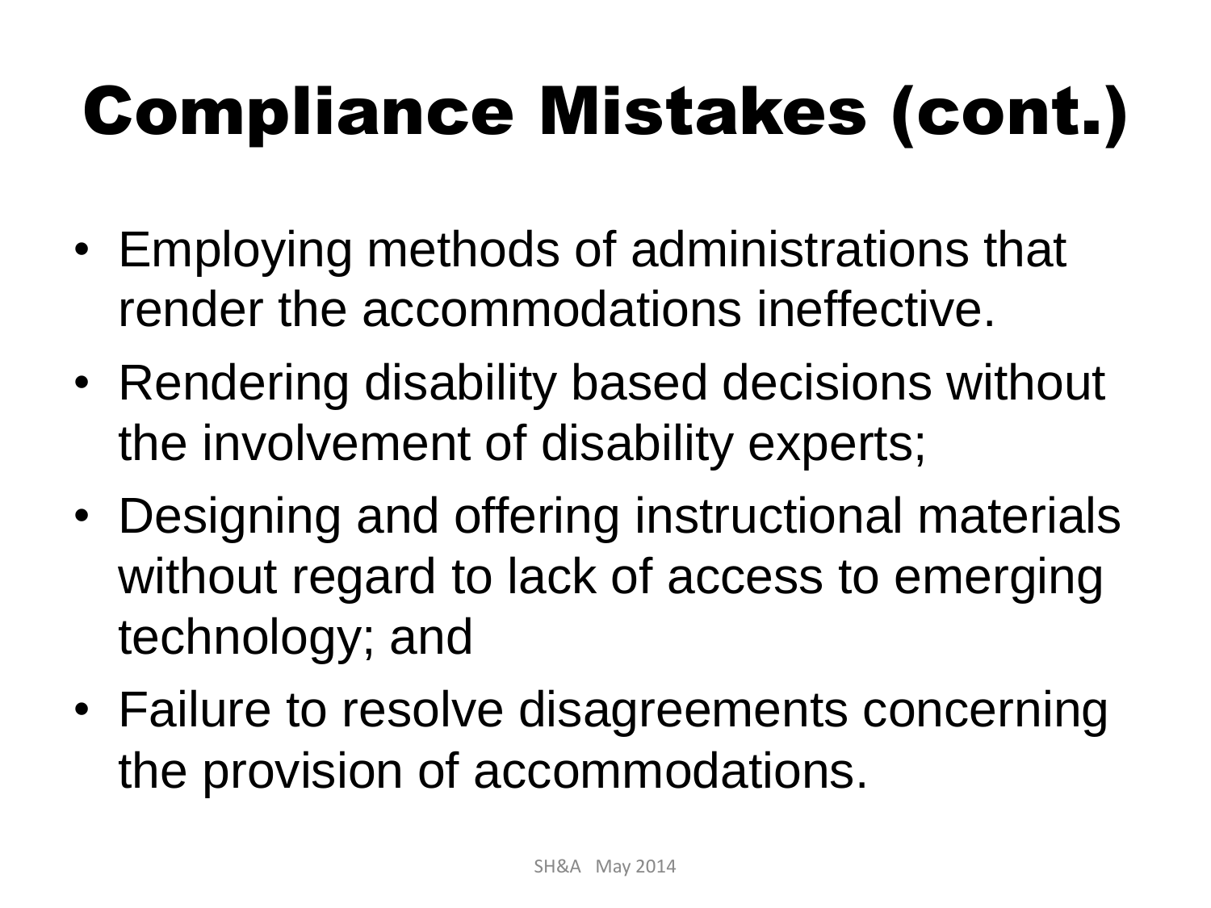# Compliance Mistakes (cont.)

- Employing methods of administrations that render the accommodations ineffective.
- Rendering disability based decisions without the involvement of disability experts;
- Designing and offering instructional materials without regard to lack of access to emerging technology; and
- Failure to resolve disagreements concerning the provision of accommodations.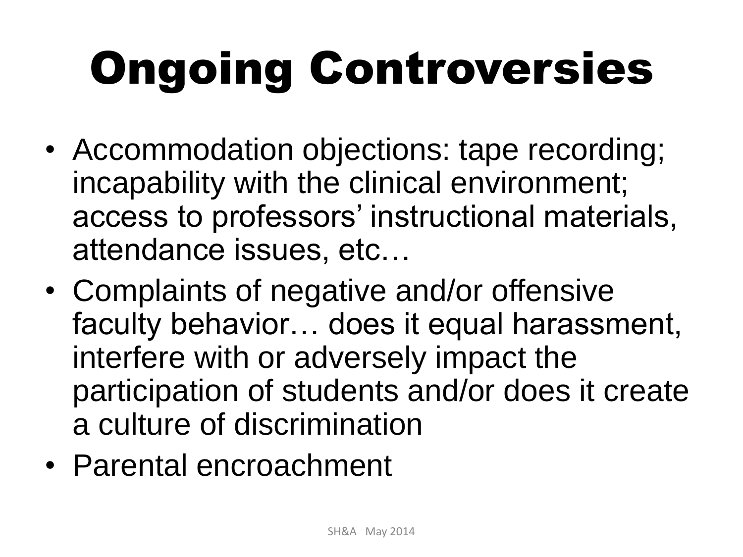# Ongoing Controversies

- Accommodation objections: tape recording; incapability with the clinical environment; access to professors' instructional materials, attendance issues, etc…
- Complaints of negative and/or offensive faculty behavior… does it equal harassment, interfere with or adversely impact the participation of students and/or does it create a culture of discrimination
- Parental encroachment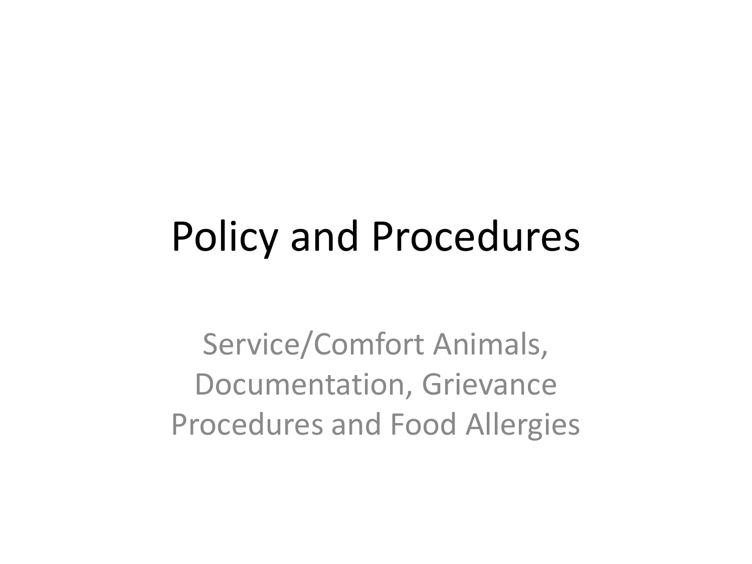# Policy and Procedures

Service/Comfort Animals, Documentation, Grievance Procedures and Food Allergies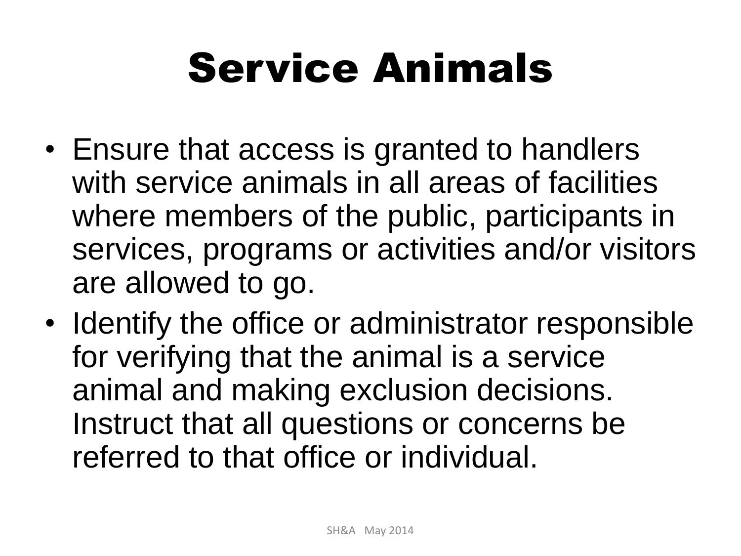# Service Animals

- Ensure that access is granted to handlers with service animals in all areas of facilities where members of the public, participants in services, programs or activities and/or visitors are allowed to go.
- Identify the office or administrator responsible for verifying that the animal is a service animal and making exclusion decisions. Instruct that all questions or concerns be referred to that office or individual.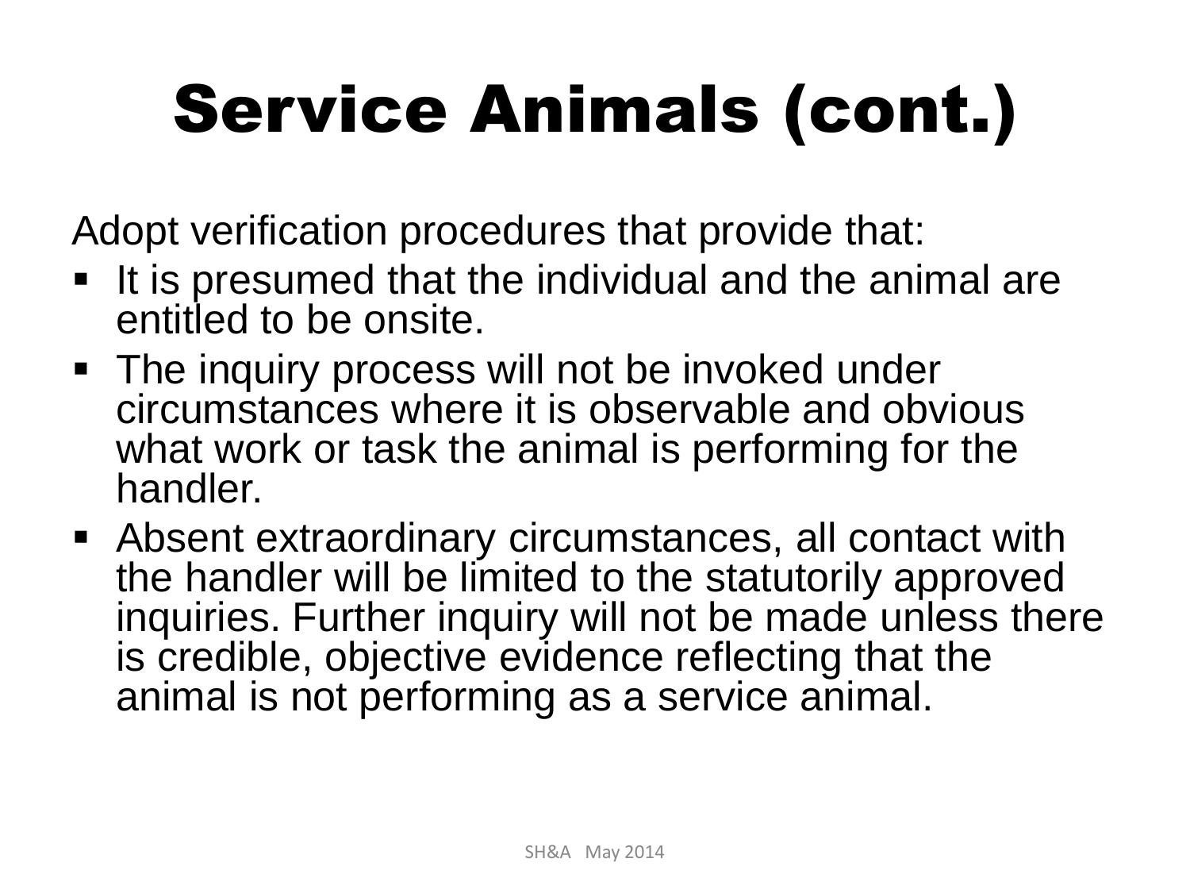# Service Animals (cont.)

Adopt verification procedures that provide that:

- It is presumed that the individual and the animal are entitled to be onsite.
- The inquiry process will not be invoked under circumstances where it is observable and obvious what work or task the animal is performing for the handler.
- Absent extraordinary circumstances, all contact with the handler will be limited to the statutorily approved inquiries. Further inquiry will not be made unless there is credible, objective evidence reflecting that the animal is not performing as a service animal.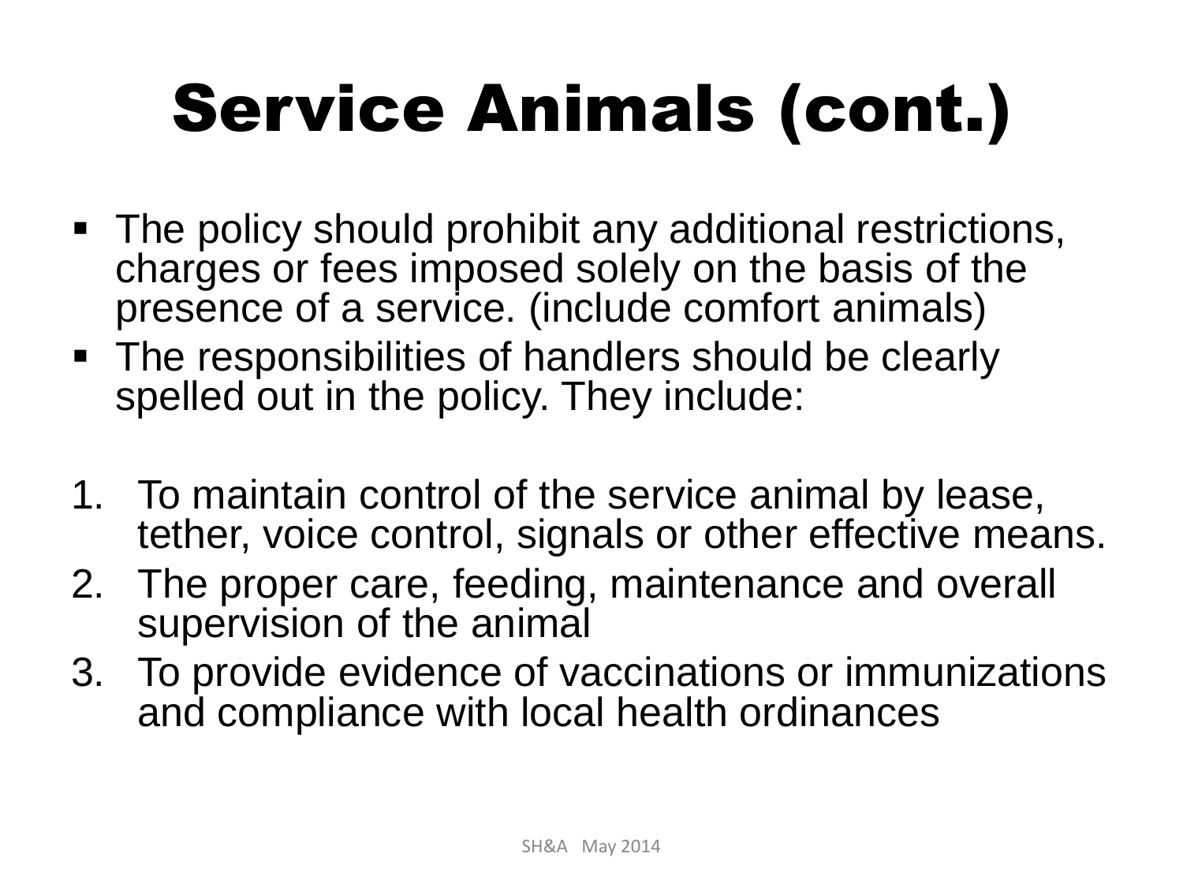# Service Animals (cont.)

- The policy should prohibit any additional restrictions, charges or fees imposed solely on the basis of the presence of a service. (include comfort animals)
- The responsibilities of handlers should be clearly spelled out in the policy. They include:

1. To maintain control of the service animal by lease, tether, voice control, signals or other effective means.
2. The proper care, feeding, maintenance and overall supervision of the animal
3. To provide evidence of vaccinations or immunizations and compliance with local health ordinances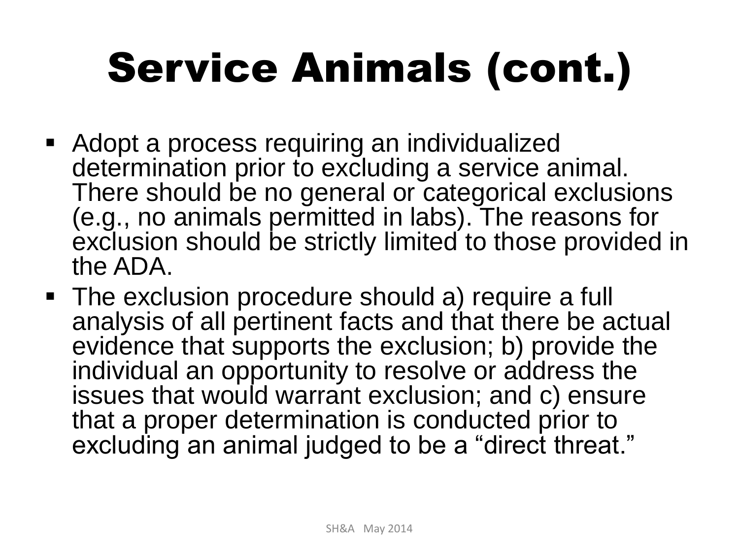# Service Animals (cont.)

- Adopt a process requiring an individualized determination prior to excluding a service animal. There should be no general or categorical exclusions (e.g., no animals permitted in labs). The reasons for exclusion should be strictly limited to those provided in the ADA.
- The exclusion procedure should a) require a full analysis of all pertinent facts and that there be actual evidence that supports the exclusion; b) provide the individual an opportunity to resolve or address the issues that would warrant exclusion; and c) ensure that a proper determination is conducted prior to excluding an animal judged to be a "direct threat."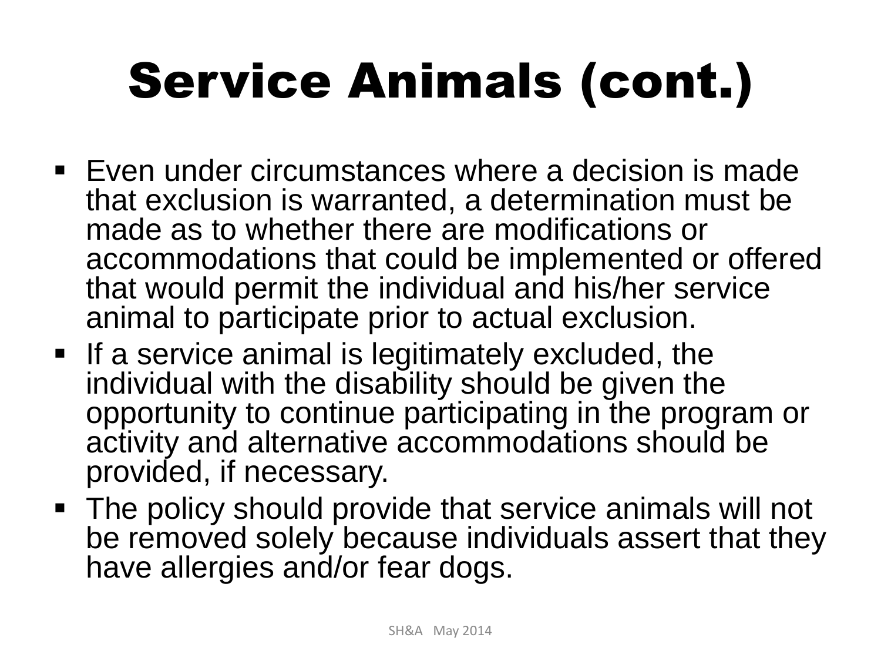# Service Animals (cont.)

- Even under circumstances where a decision is made that exclusion is warranted, a determination must be made as to whether there are modifications or accommodations that could be implemented or offered that would permit the individual and his/her service animal to participate prior to actual exclusion.
- If a service animal is legitimately excluded, the individual with the disability should be given the opportunity to continue participating in the program or activity and alternative accommodations should be provided, if necessary.
- The policy should provide that service animals will not be removed solely because individuals assert that they have allergies and/or fear dogs.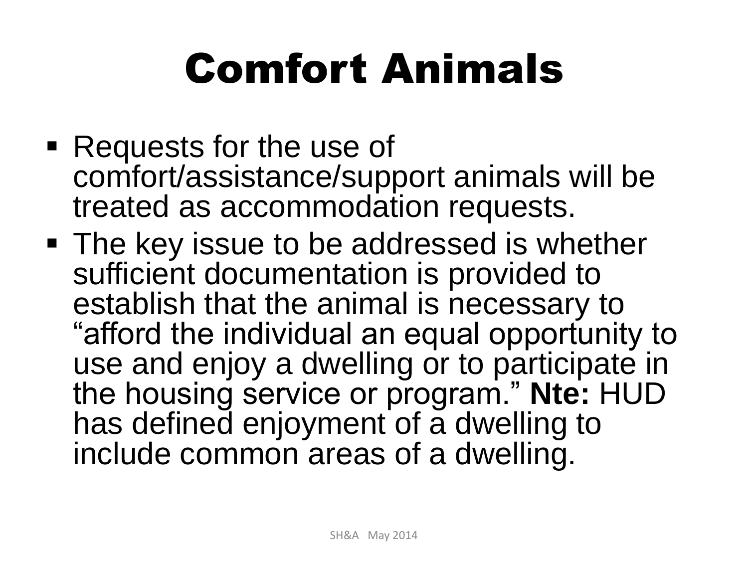# Comfort Animals

- Requests for the use of comfort/assistance/support animals will be treated as accommodation requests.
- The key issue to be addressed is whether sufficient documentation is provided to establish that the animal is necessary to "afford the individual an equal opportunity to use and enjoy a dwelling or to participate in the housing service or program." **Nte:** HUD has defined enjoyment of a dwelling to include common areas of a dwelling.

SH&A May 2014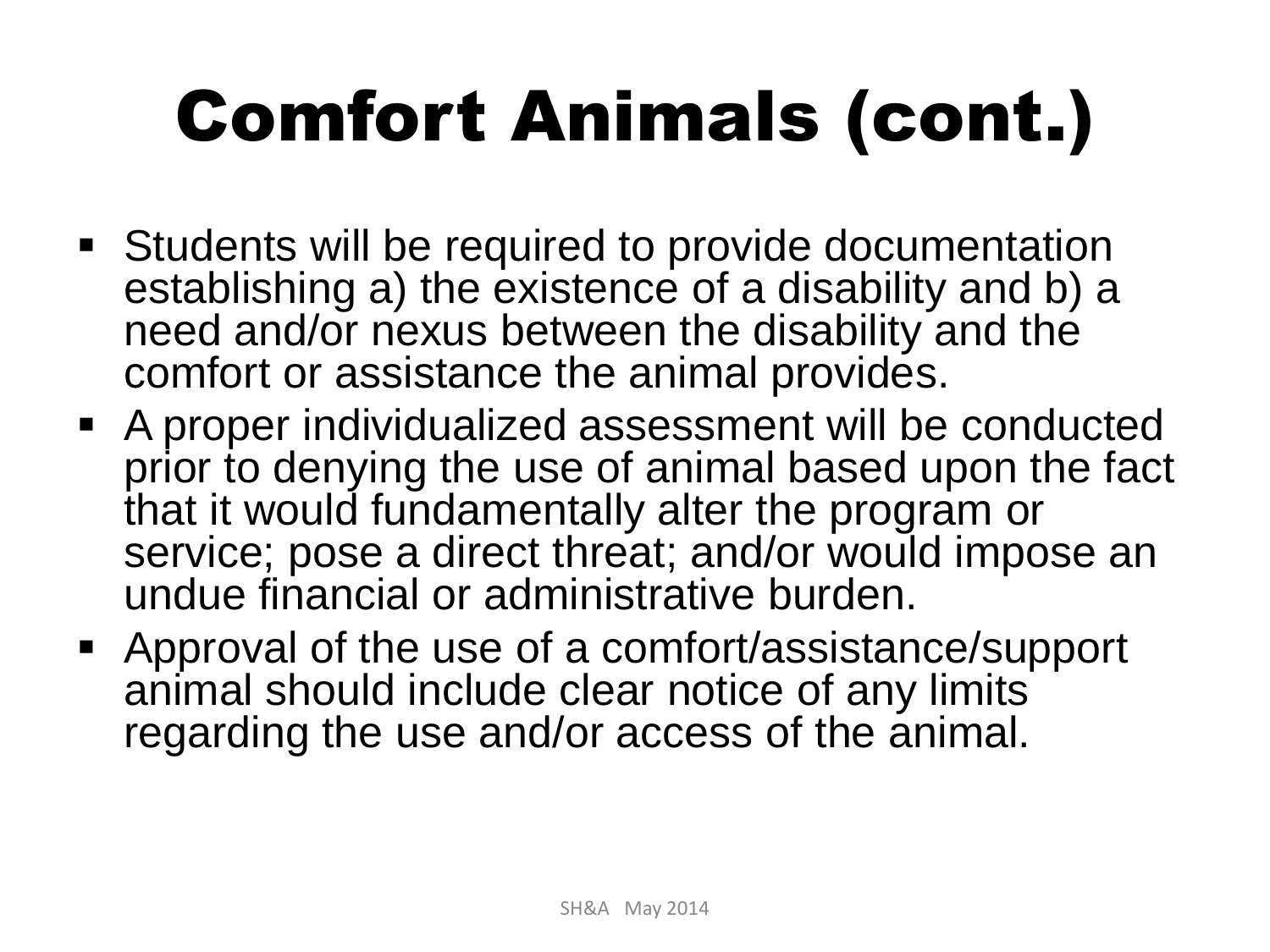# Comfort Animals (cont.)

- Students will be required to provide documentation establishing a) the existence of a disability and b) a need and/or nexus between the disability and the comfort or assistance the animal provides.
- A proper individualized assessment will be conducted prior to denying the use of animal based upon the fact that it would fundamentally alter the program or service; pose a direct threat; and/or would impose an undue financial or administrative burden.
- Approval of the use of a comfort/assistance/support animal should include clear notice of any limits regarding the use and/or access of the animal.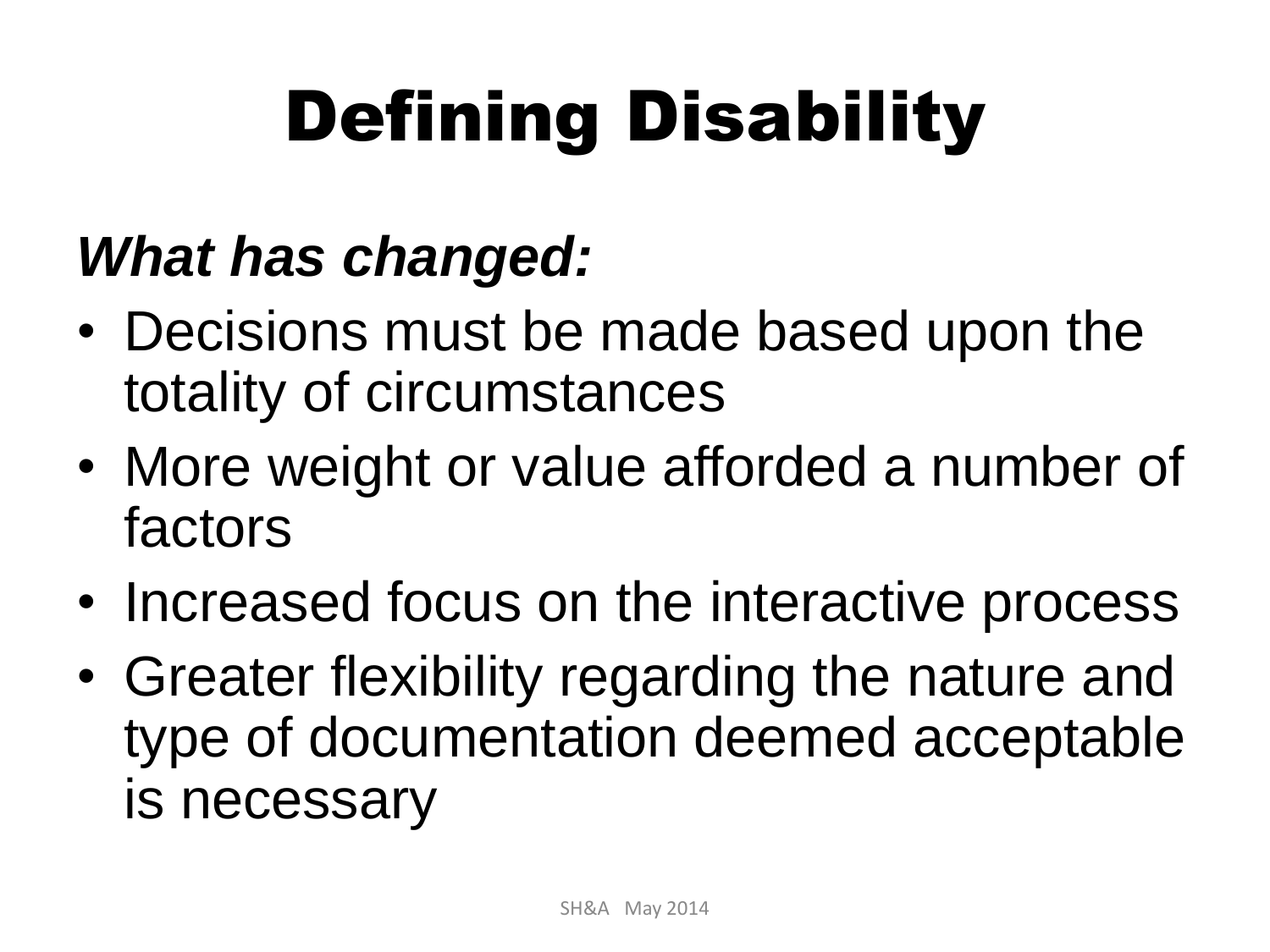# Defining Disability

***What has changed:***

- Decisions must be made based upon the totality of circumstances
- More weight or value afforded a number of factors
- Increased focus on the interactive process
- Greater flexibility regarding the nature and type of documentation deemed acceptable is necessary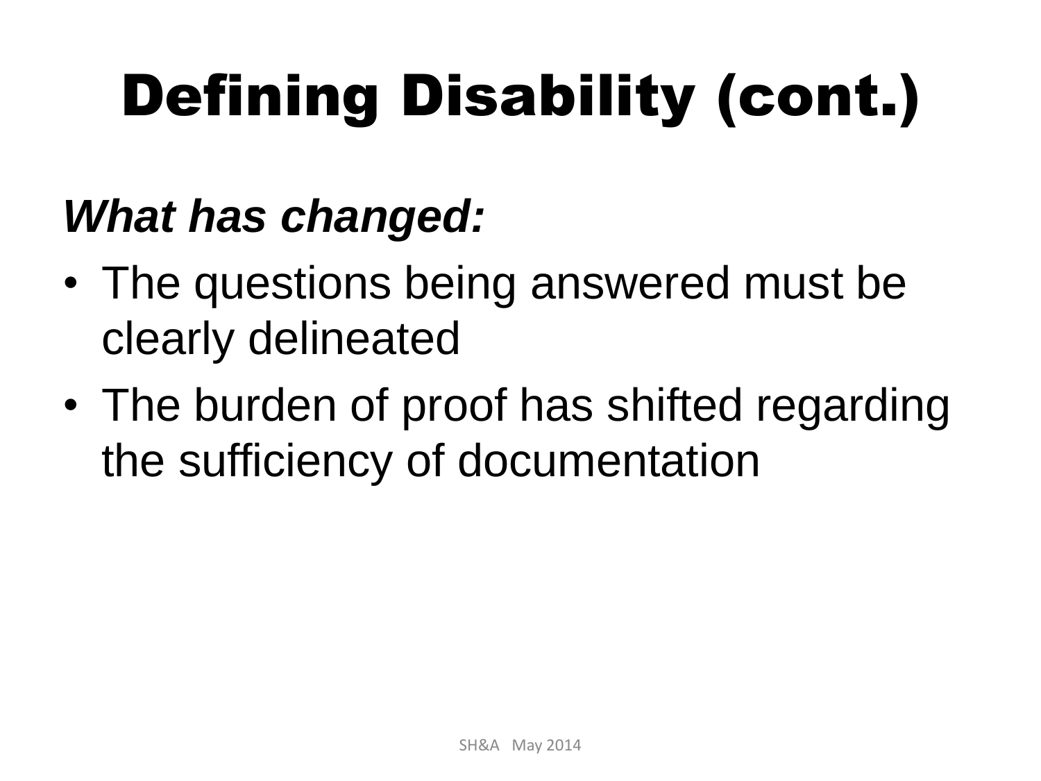# Defining Disability (cont.)

***What has changed:***

- The questions being answered must be clearly delineated
- The burden of proof has shifted regarding the sufficiency of documentation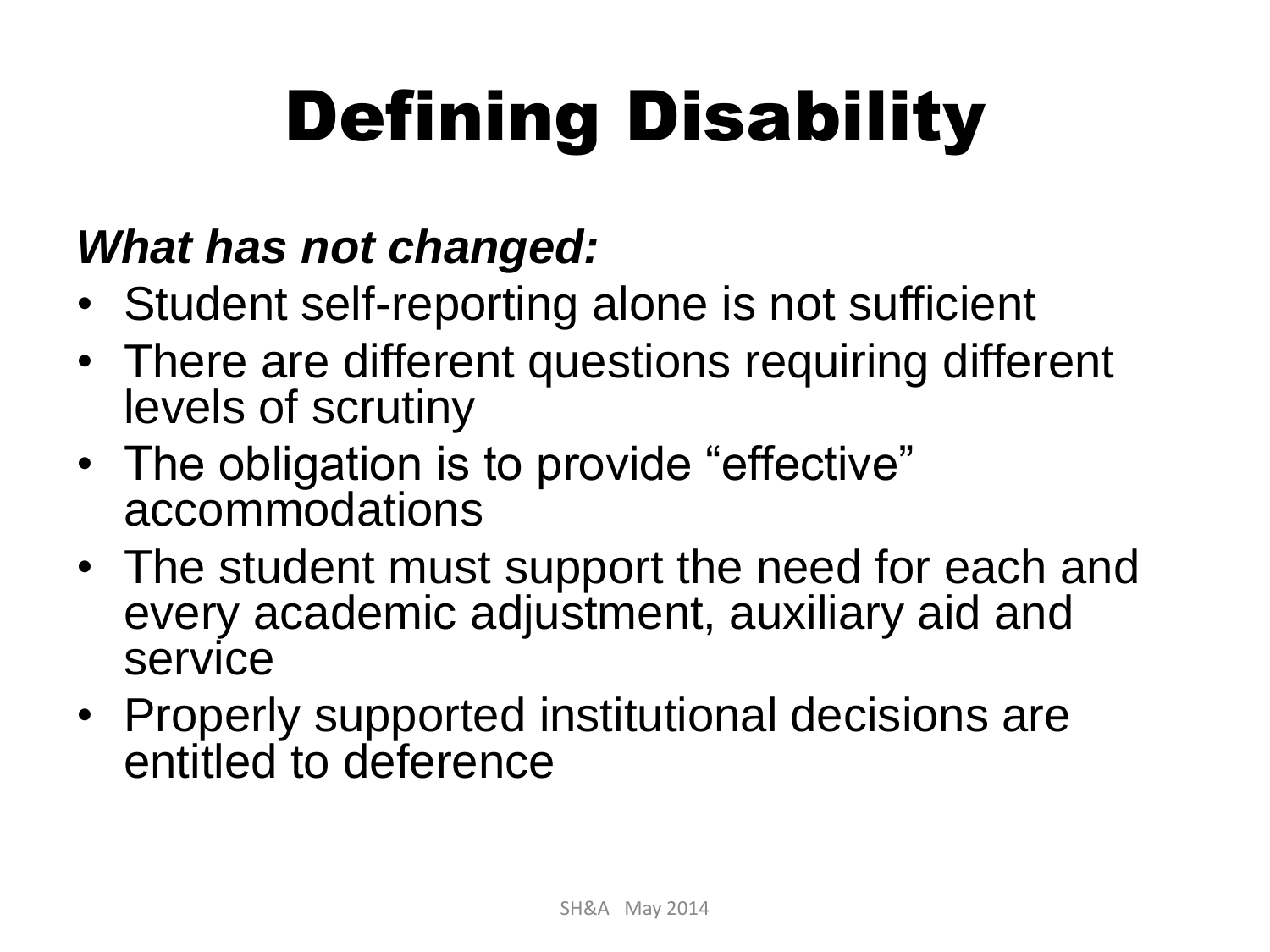# Defining Disability

***What has not changed:***

- Student self-reporting alone is not sufficient
- There are different questions requiring different levels of scrutiny
- The obligation is to provide "effective" accommodations
- The student must support the need for each and every academic adjustment, auxiliary aid and service
- Properly supported institutional decisions are entitled to deference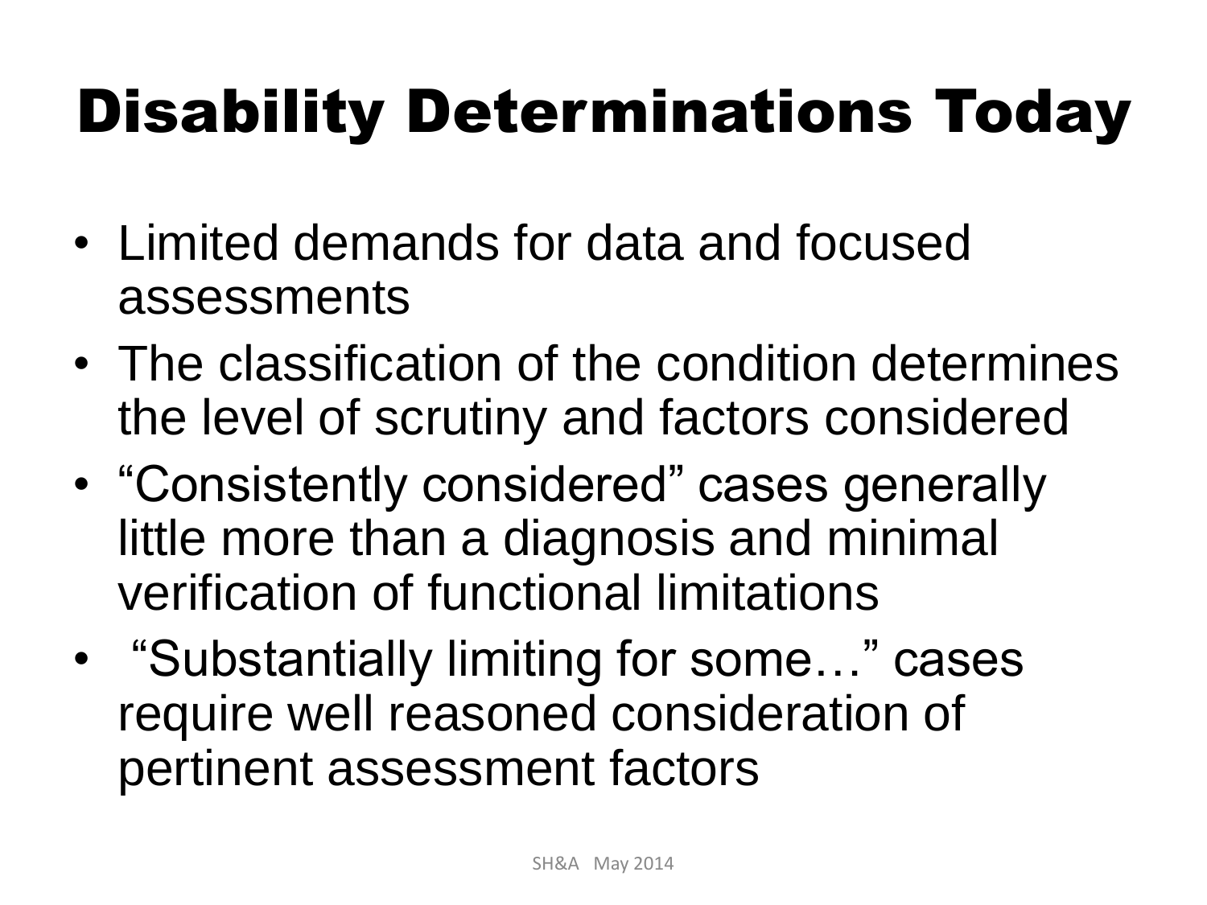# Disability Determinations Today

- Limited demands for data and focused assessments
- The classification of the condition determines the level of scrutiny and factors considered
- “Consistently considered” cases generally little more than a diagnosis and minimal verification of functional limitations
- “Substantially limiting for some…” cases require well reasoned consideration of pertinent assessment factors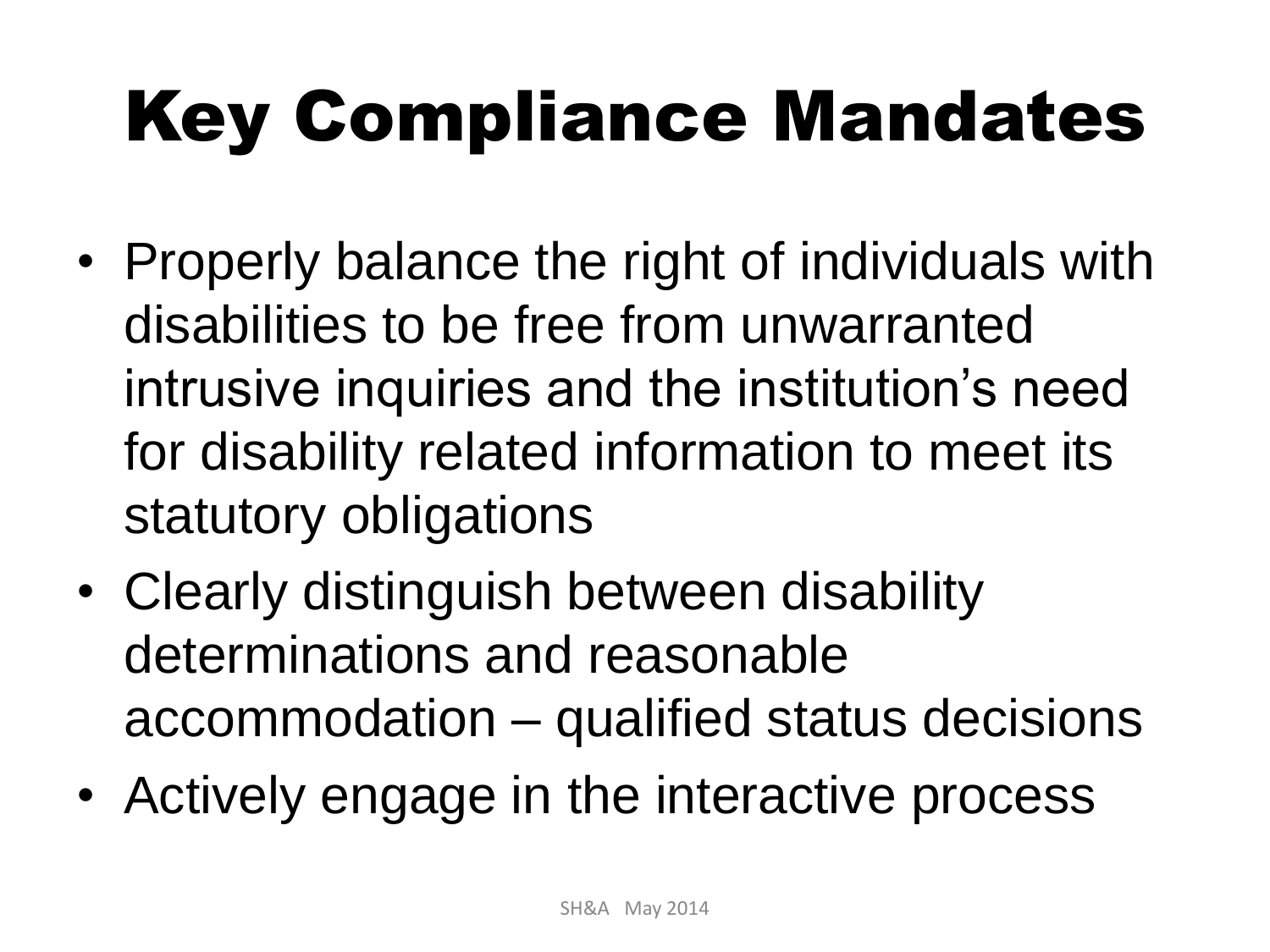# Key Compliance Mandates

- Properly balance the right of individuals with disabilities to be free from unwarranted intrusive inquiries and the institution's need for disability related information to meet its statutory obligations
- Clearly distinguish between disability determinations and reasonable accommodation – qualified status decisions
- Actively engage in the interactive process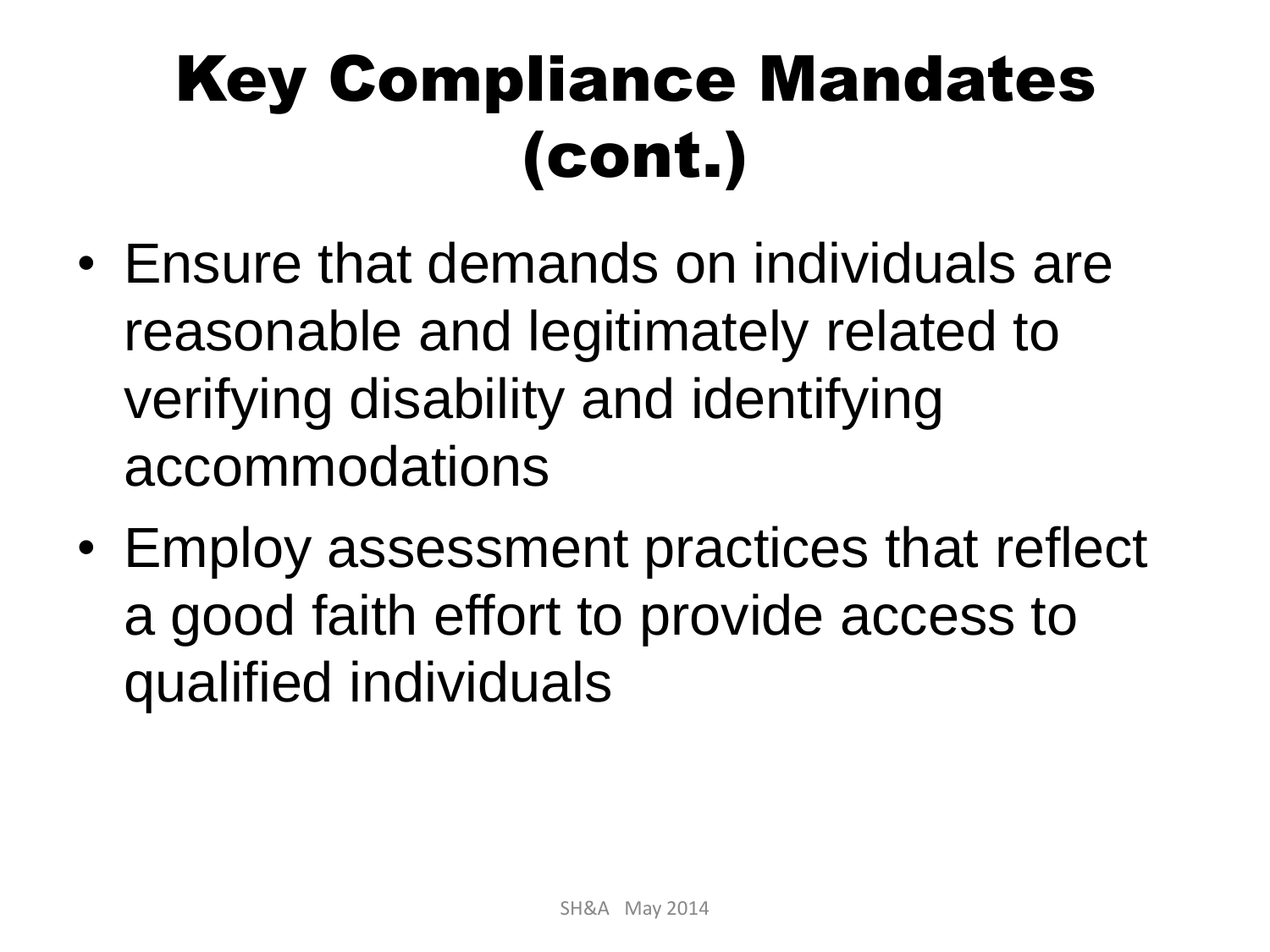# Key Compliance Mandates (cont.)

- Ensure that demands on individuals are reasonable and legitimately related to verifying disability and identifying accommodations
- Employ assessment practices that reflect a good faith effort to provide access to qualified individuals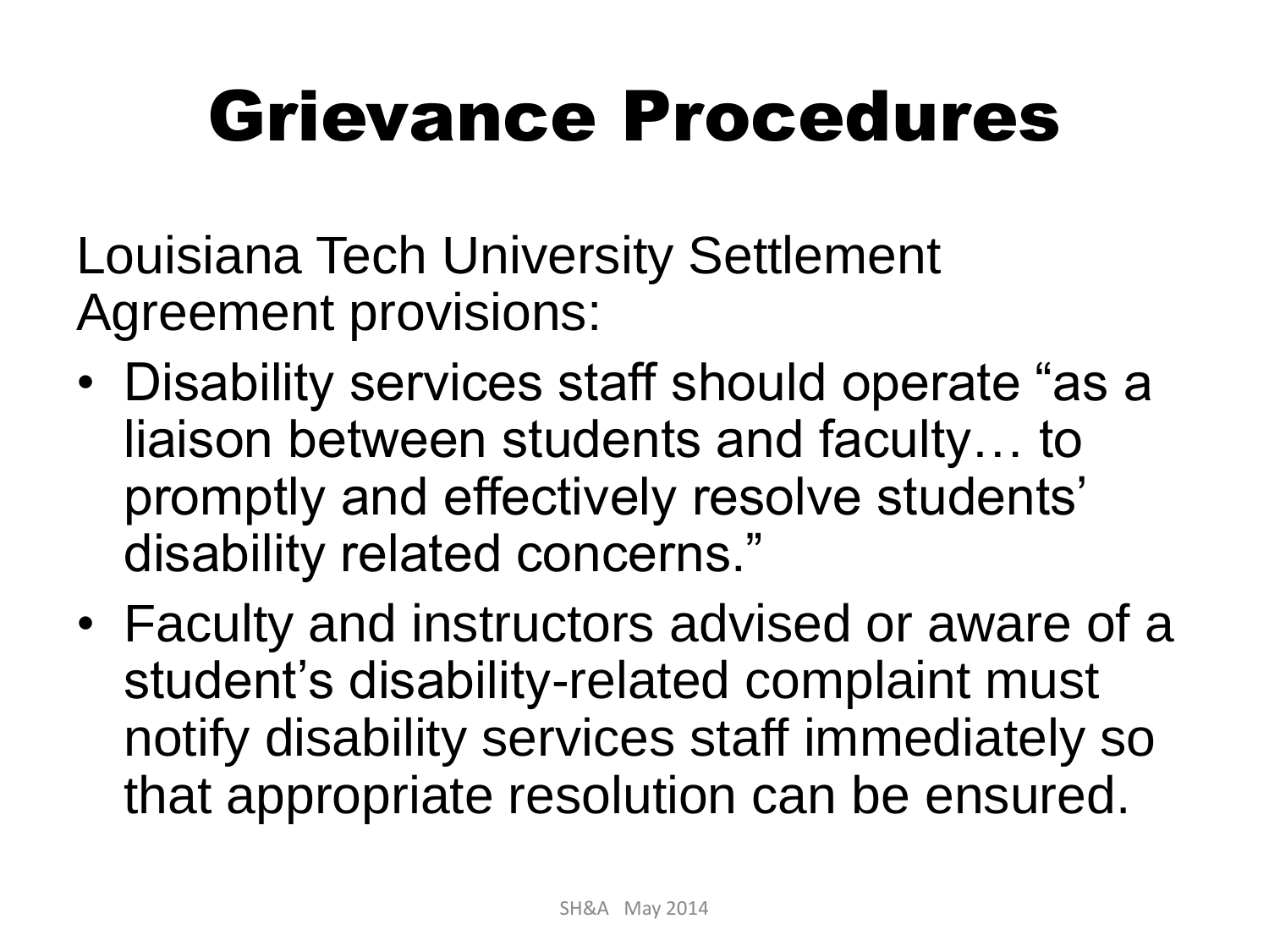# Grievance Procedures

Louisiana Tech University Settlement Agreement provisions:

- Disability services staff should operate "as a liaison between students and faculty… to promptly and effectively resolve students' disability related concerns."
- Faculty and instructors advised or aware of a student's disability-related complaint must notify disability services staff immediately so that appropriate resolution can be ensured.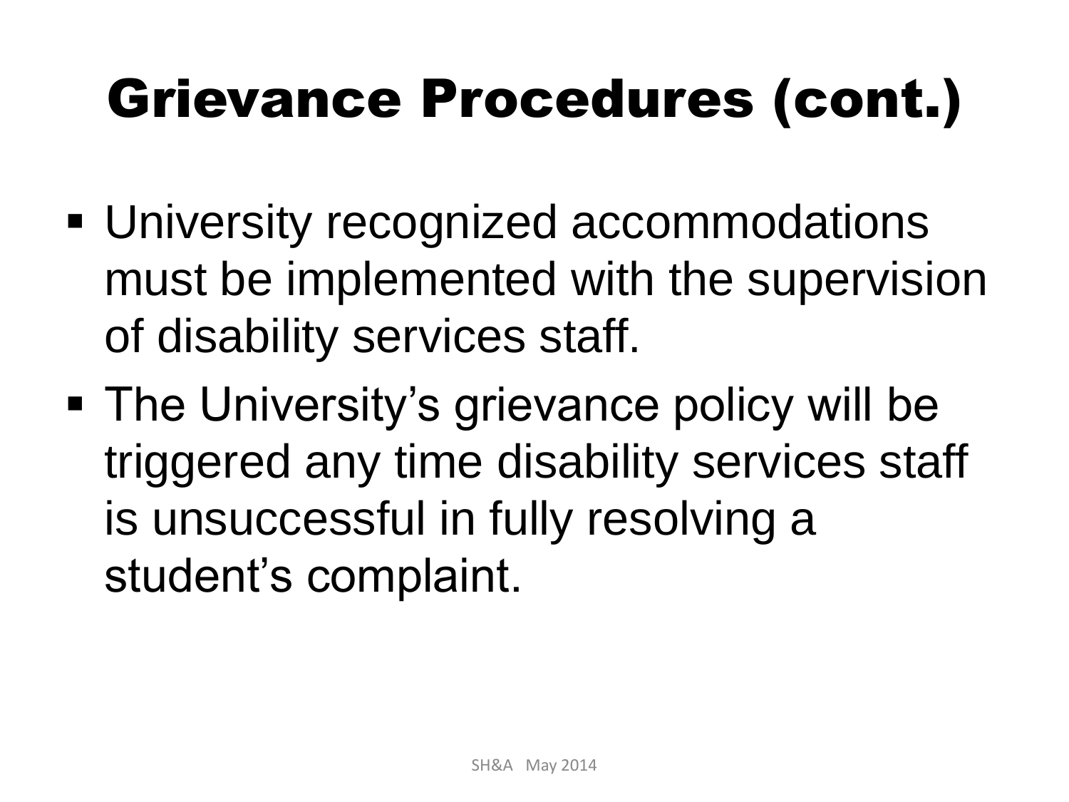# Grievance Procedures (cont.)

- University recognized accommodations must be implemented with the supervision of disability services staff.
- The University's grievance policy will be triggered any time disability services staff is unsuccessful in fully resolving a student's complaint.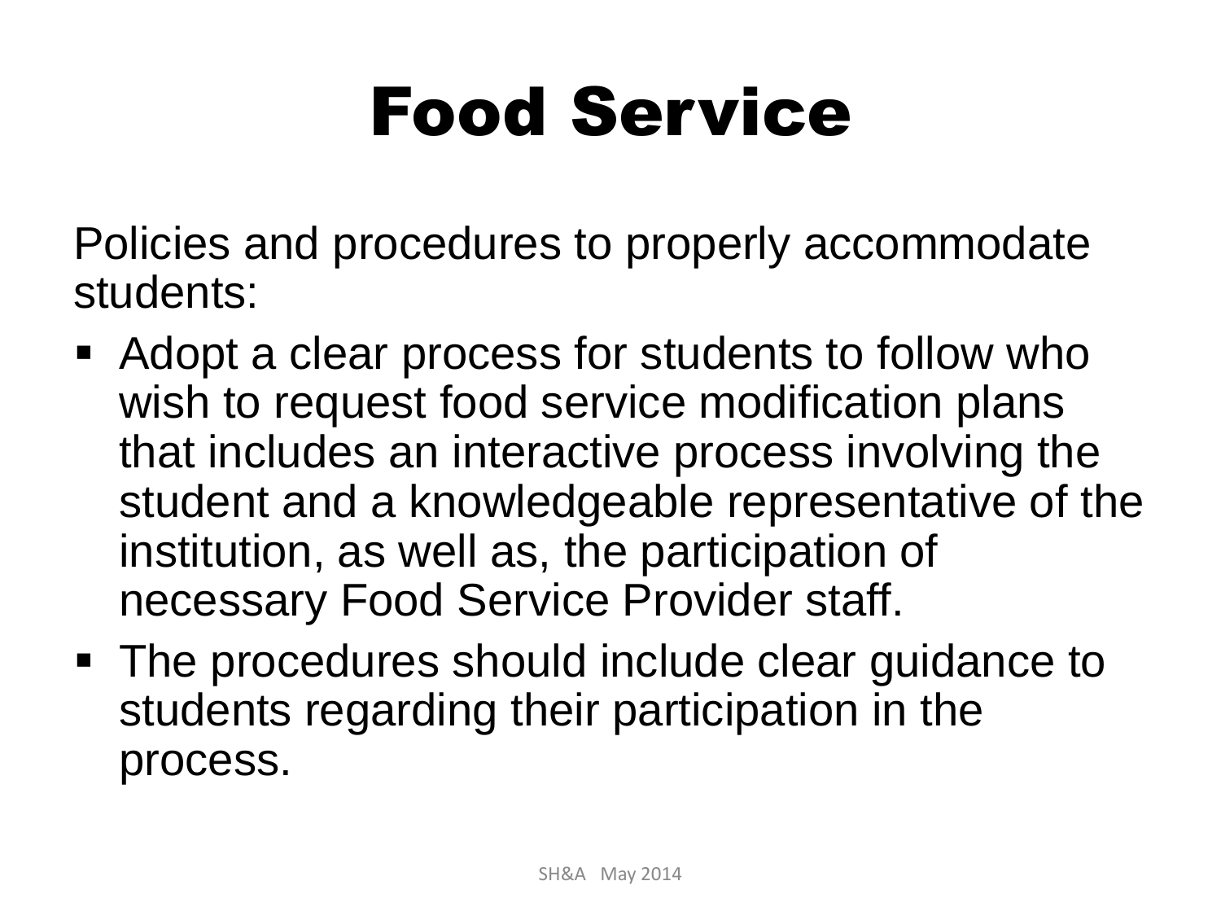# Food Service

Policies and procedures to properly accommodate students:

- Adopt a clear process for students to follow who wish to request food service modification plans that includes an interactive process involving the student and a knowledgeable representative of the institution, as well as, the participation of necessary Food Service Provider staff.
- The procedures should include clear guidance to students regarding their participation in the process.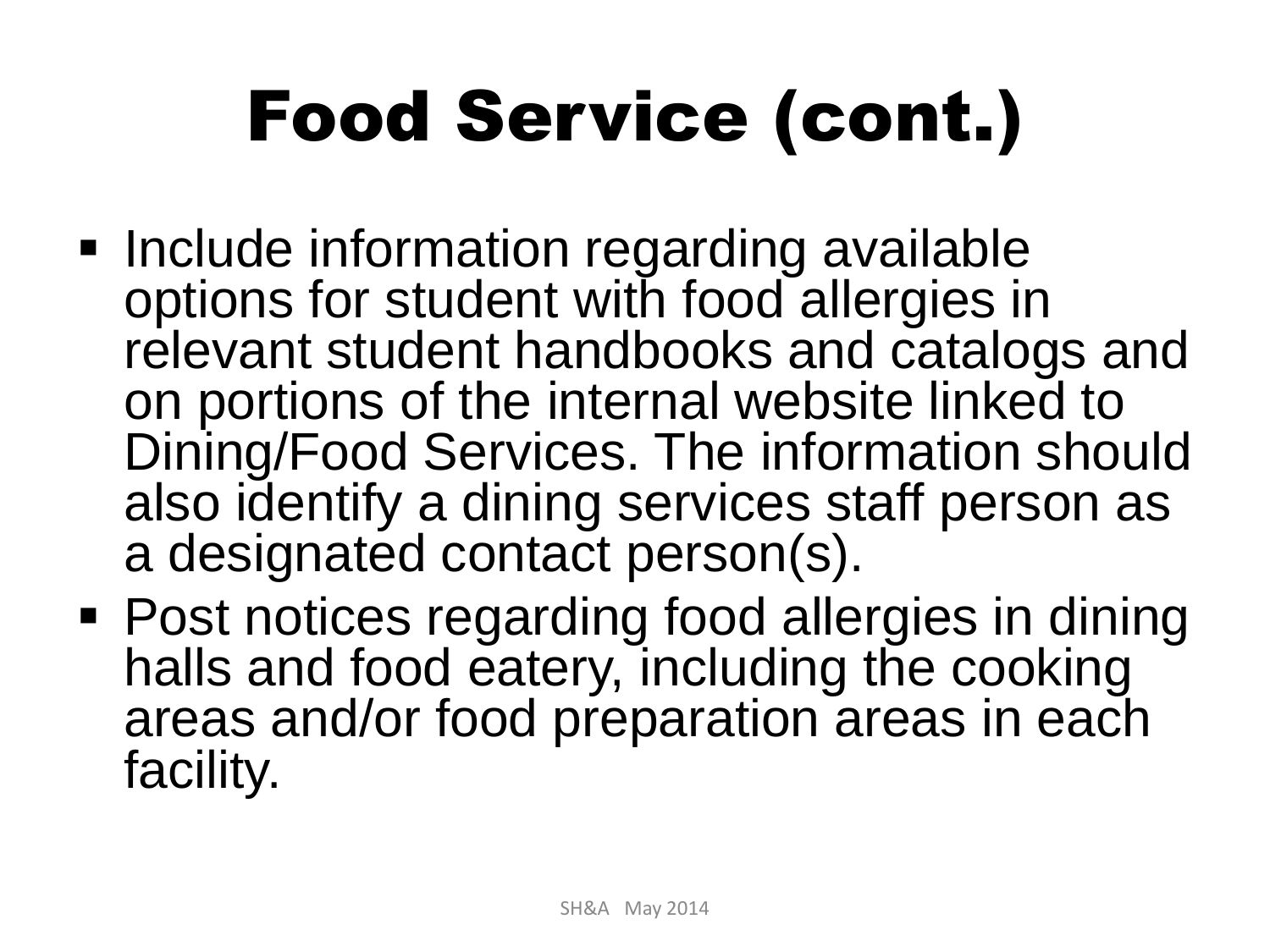# Food Service (cont.)

- Include information regarding available options for student with food allergies in relevant student handbooks and catalogs and on portions of the internal website linked to Dining/Food Services. The information should also identify a dining services staff person as a designated contact person(s).
- Post notices regarding food allergies in dining halls and food eatery, including the cooking areas and/or food preparation areas in each facility.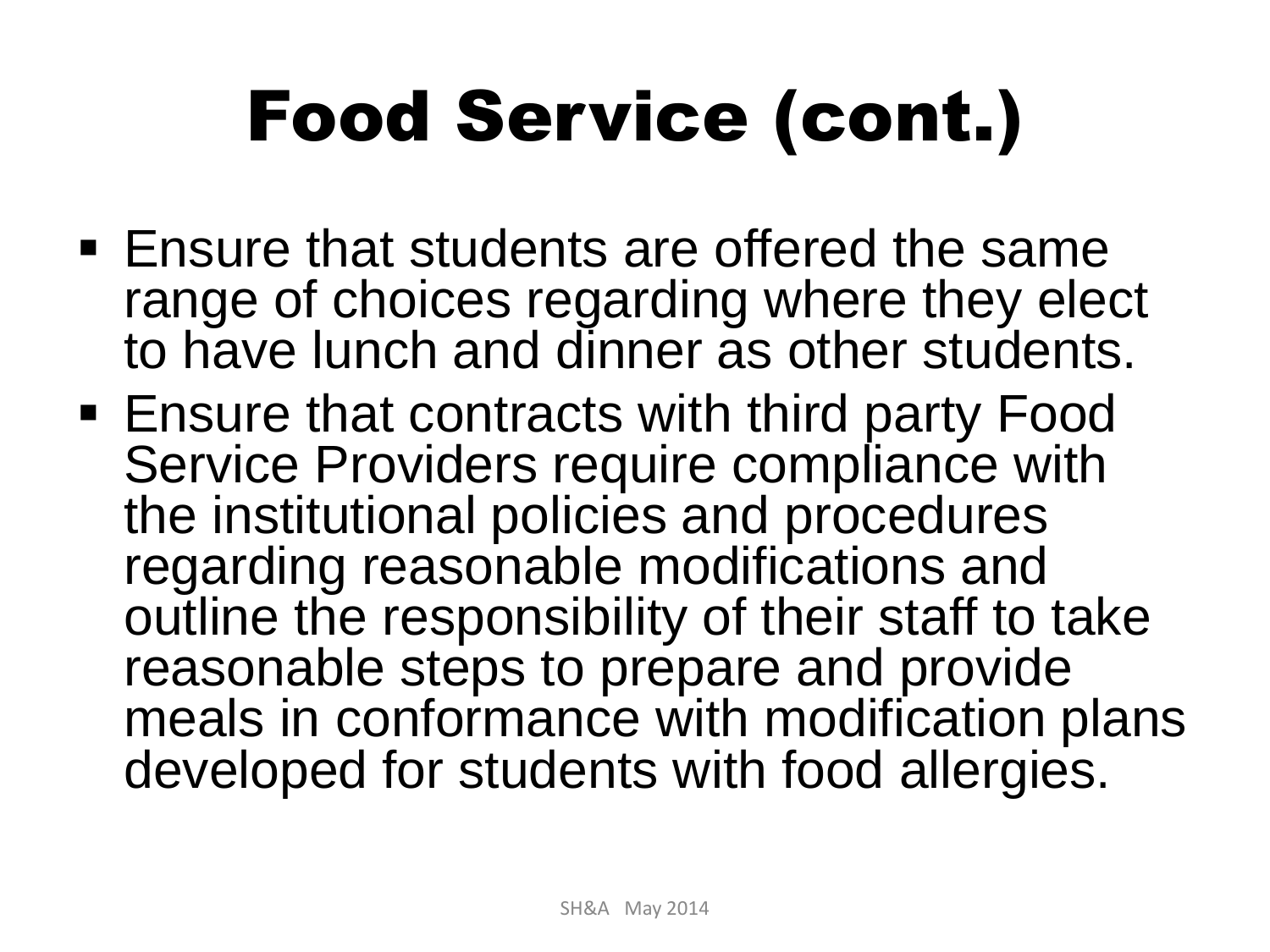# Food Service (cont.)

- Ensure that students are offered the same range of choices regarding where they elect to have lunch and dinner as other students.
- Ensure that contracts with third party Food Service Providers require compliance with the institutional policies and procedures regarding reasonable modifications and outline the responsibility of their staff to take reasonable steps to prepare and provide meals in conformance with modification plans developed for students with food allergies.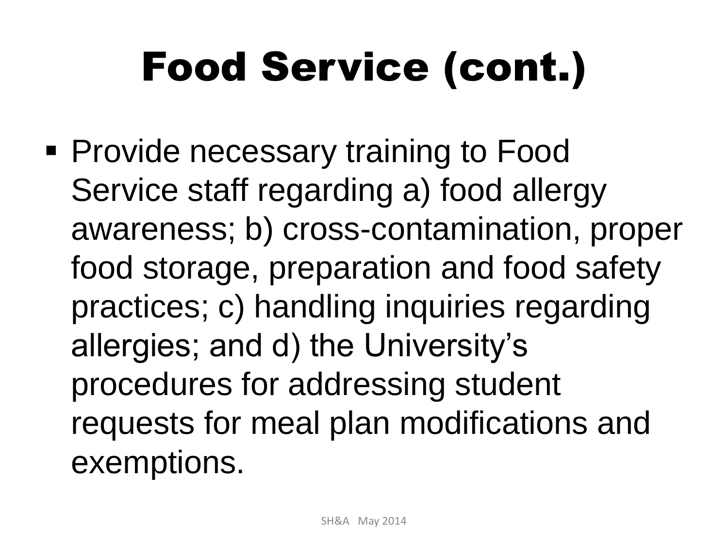# Food Service (cont.)

- Provide necessary training to Food Service staff regarding a) food allergy awareness; b) cross-contamination, proper food storage, preparation and food safety practices; c) handling inquiries regarding allergies; and d) the University's procedures for addressing student requests for meal plan modifications and exemptions.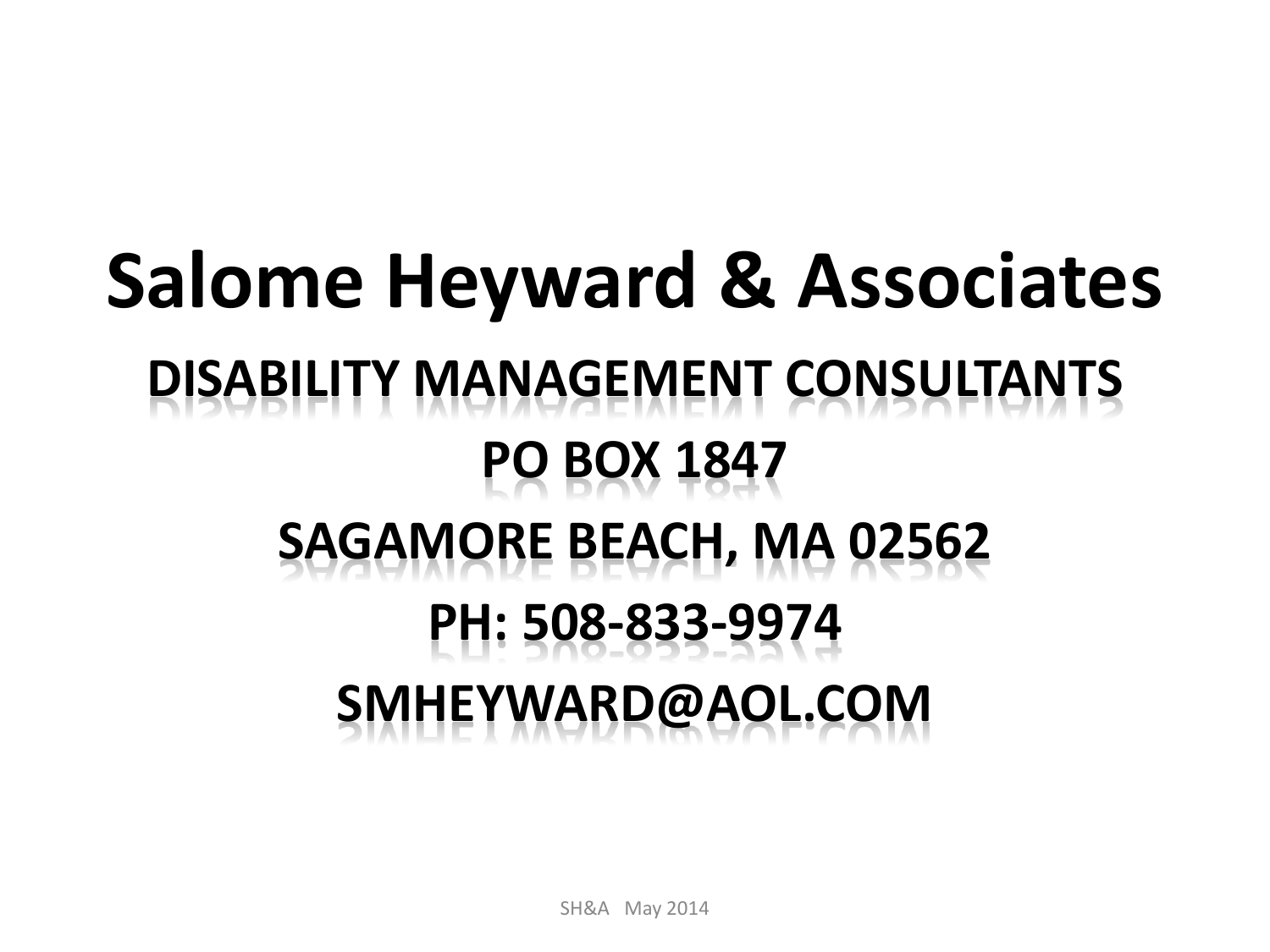# Salome Heyward & Associates

## DISABILITY MANAGEMENT CONSULTANTS

## PO BOX 1847

## SAGAMORE BEACH, MA 02562

## PH: 508-833-9974

## SMHEYWARD@AOL.COM